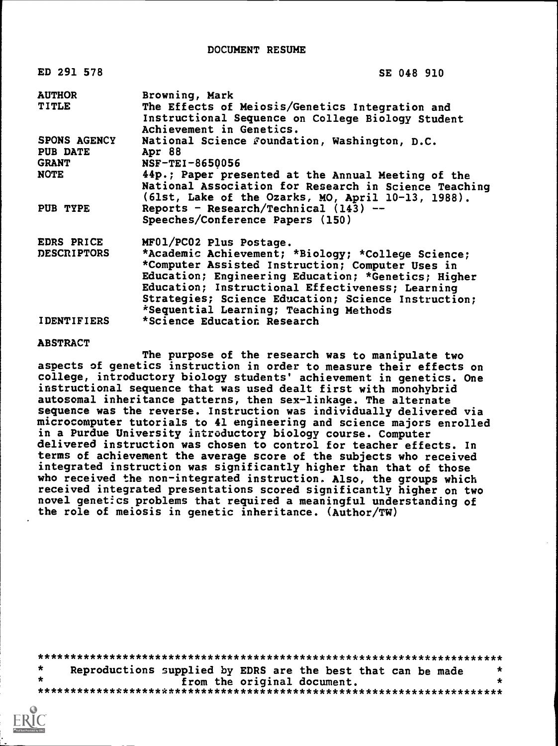DOCUMENT RESUME

| | |
|---|---|
| ED 291 578 | SE 048 910 |
| AUTHOR | Browning, Mark |
| TITLE | The Effects of Meiosis/Genetics Integration and Instructional Sequence on College Biology Student Achievement in Genetics. |
| SPONS AGENCY | National Science Foundation, Washington, D.C. |
| PUB DATE | Apr 88 |
| GRANT | NSF-TEI-8650056 |
| NOTE | 44p.; Paper presented at the Annual Meeting of the National Association for Research in Science Teaching (61st, Lake of the Ozarks, MO, April 10-13, 1988). |
| PUB TYPE | Reports - Research/Technical (143) -- Speeches/Conference Papers (150) |
| EDRS PRICE | MF01/PC02 Plus Postage. |
| DESCRIPTORS | *Academic Achievement; *Biology; *College Science; *Computer Assisted Instruction; Computer Uses in Education; Engineering Education; *Genetics; Higher Education; Instructional Effectiveness; Learning Strategies; Science Education; Science Instruction; *Sequential Learning; Teaching Methods |
| IDENTIFIERS | *Science Education Research |

ABSTRACT

The purpose of the research was to manipulate two aspects of genetics instruction in order to measure their effects on college, introductory biology students' achievement in genetics. One instructional sequence that was used dealt first with monohybrid autosomal inheritance patterns, then sex-linkage. The alternate sequence was the reverse. Instruction was individually delivered via microcomputer tutorials to 41 engineering and science majors enrolled in a Purdue University introductory biology course. Computer delivered instruction was chosen to control for teacher effects. In terms of achievement the average score of the subjects who received integrated instruction was significantly higher than that of those who received the non-integrated instruction. Also, the groups which received integrated presentations scored significantly higher on two novel genetics problems that required a meaningful understanding of the role of meiosis in genetic inheritance. (Author/TW)

***********************************************************************
* Reproductions supplied by EDRS are the best that can be made *
* from the original document. *
***********************************************************************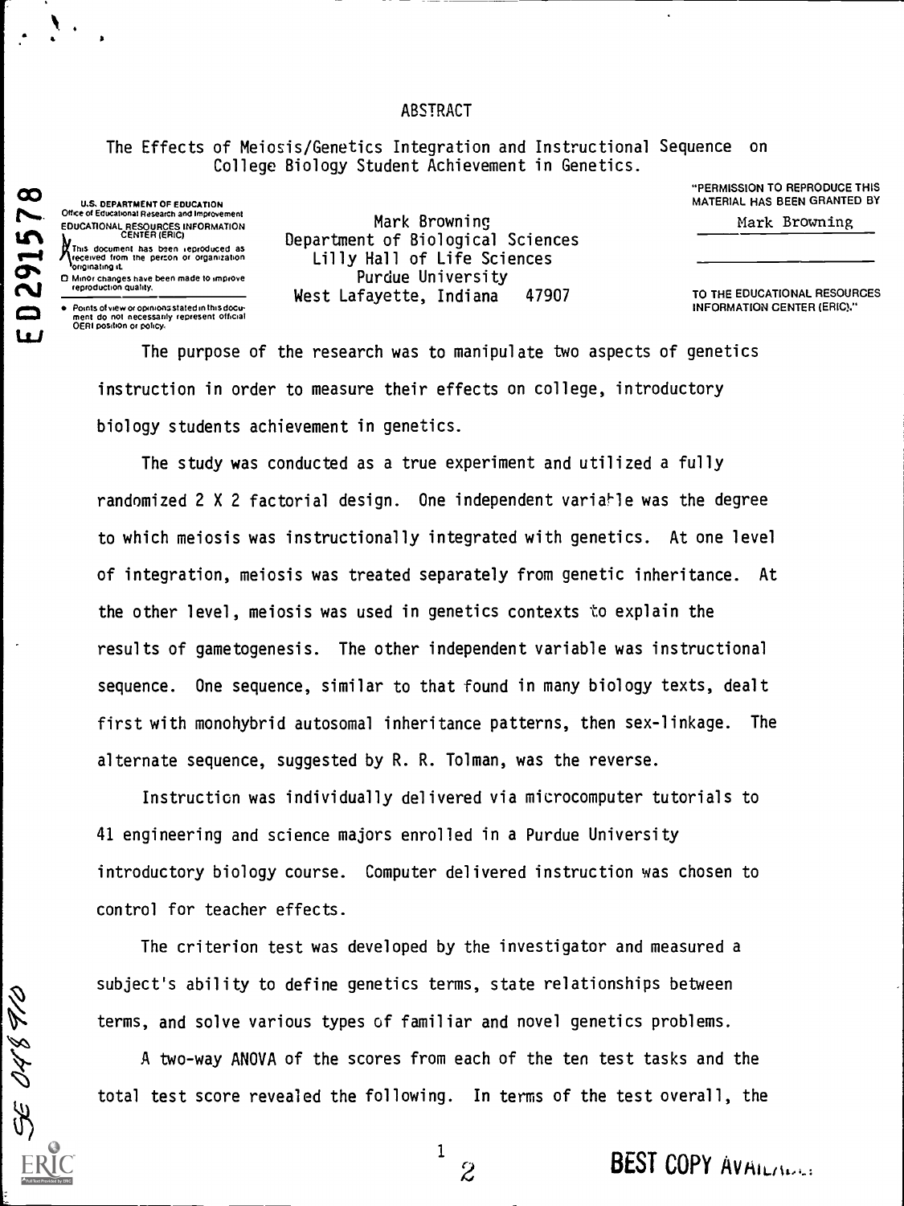## ABSTRACT

The Effects of Meiosis/Genetics Integration and Instructional Sequence on College Biology Student Achievement in Genetics.

Mark Browning
Department of Biological Sciences
Lilly Hall of Life Sciences
Purdue University
West Lafayette, Indiana 47907

The purpose of the research was to manipulate two aspects of genetics instruction in order to measure their effects on college, introductory biology students achievement in genetics.

The study was conducted as a true experiment and utilized a fully randomized 2 X 2 factorial design. One independent variable was the degree to which meiosis was instructionally integrated with genetics. At one level of integration, meiosis was treated separately from genetic inheritance. At the other level, meiosis was used in genetics contexts to explain the results of gametogenesis. The other independent variable was instructional sequence. One sequence, similar to that found in many biology texts, dealt first with monohybrid autosomal inheritance patterns, then sex-linkage. The alternate sequence, suggested by R. R. Tolman, was the reverse.

Instruction was individually delivered via microcomputer tutorials to 41 engineering and science majors enrolled in a Purdue University introductory biology course. Computer delivered instruction was chosen to control for teacher effects.

The criterion test was developed by the investigator and measured a subject's ability to define genetics terms, state relationships between terms, and solve various types of familiar and novel genetics problems.

A two-way ANOVA of the scores from each of the ten test tasks and the total test score revealed the following. In terms of the test overall, the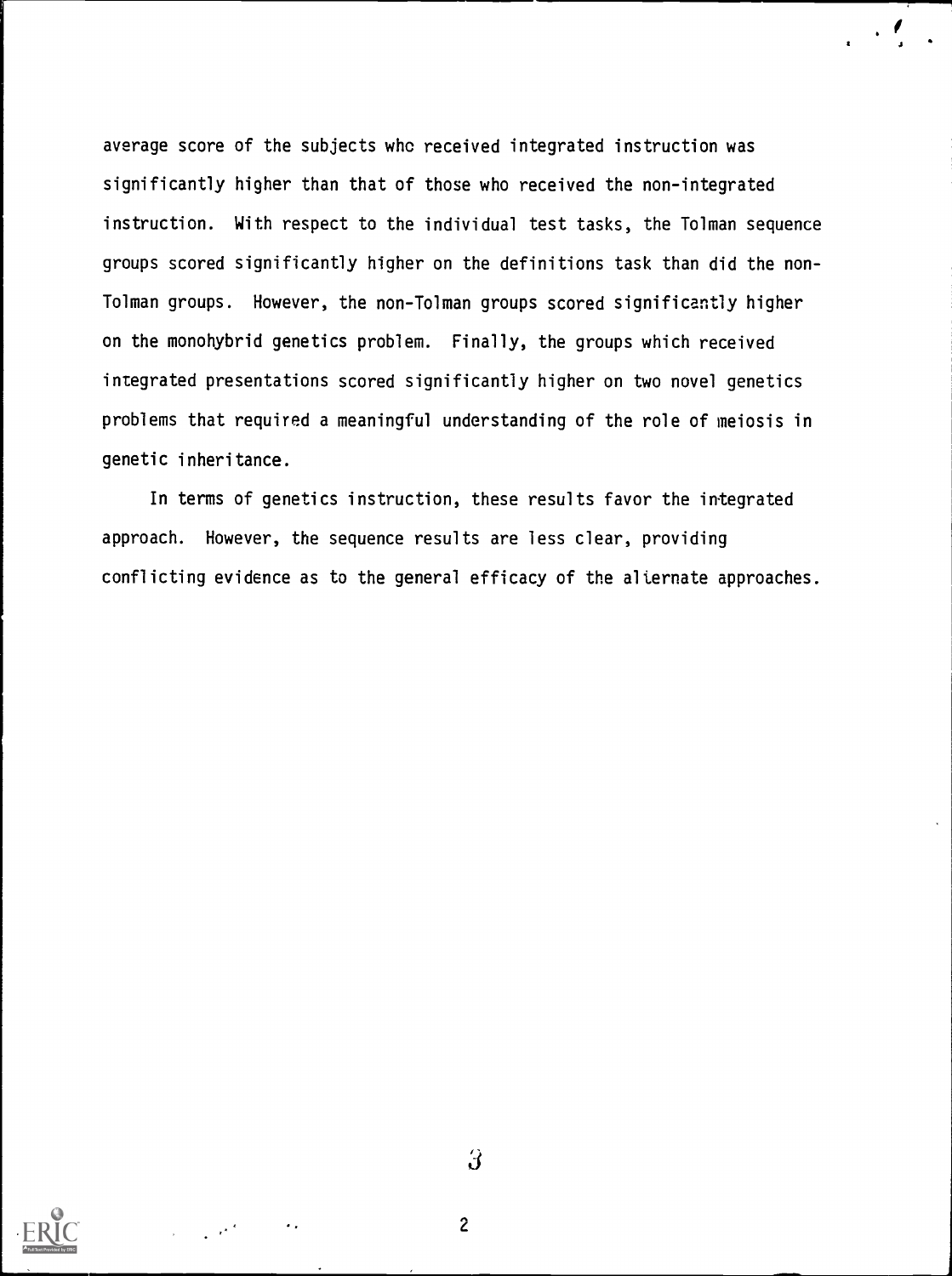average score of the subjects who received integrated instruction was significantly higher than that of those who received the non-integrated instruction. With respect to the individual test tasks, the Tolman sequence groups scored significantly higher on the definitions task than did the non-Tolman groups. However, the non-Tolman groups scored significantly higher on the monohybrid genetics problem. Finally, the groups which received integrated presentations scored significantly higher on two novel genetics problems that required a meaningful understanding of the role of meiosis in genetic inheritance.

In terms of genetics instruction, these results favor the integrated approach. However, the sequence results are less clear, providing conflicting evidence as to the general efficacy of the alternate approaches.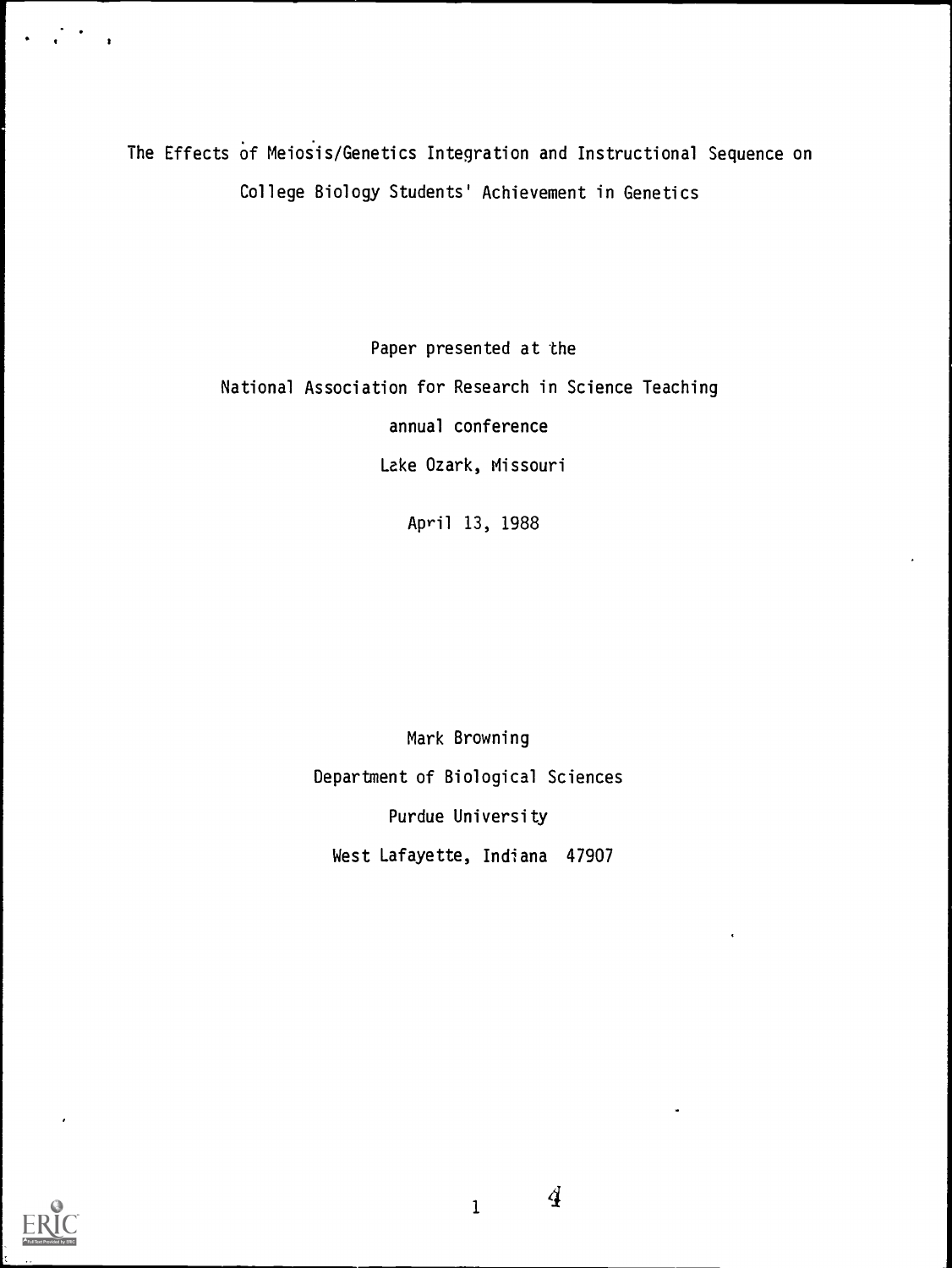# The Effects of Meiosis/Genetics Integration and Instructional Sequence on College Biology Students' Achievement in Genetics

Paper presented at the

National Association for Research in Science Teaching

annual conference

Lake Ozark, Missouri

April 13, 1988

Mark Browning

Department of Biological Sciences

Purdue University

West Lafayette, Indiana 47907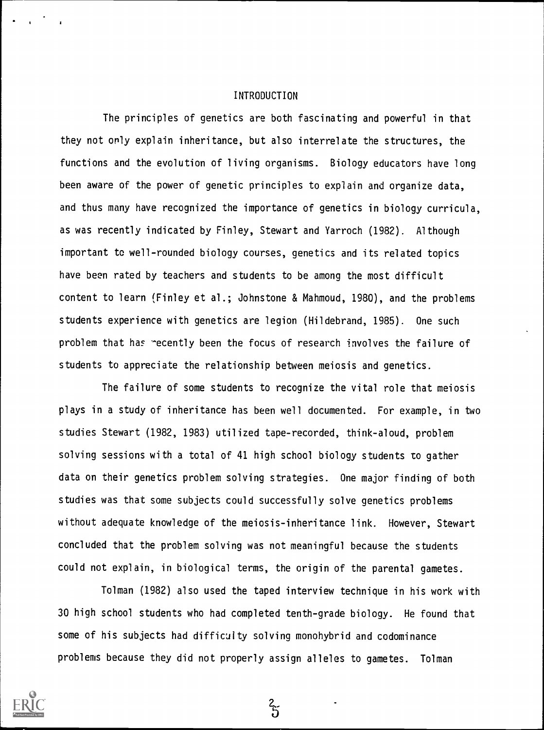## INTRODUCTION

The principles of genetics are both fascinating and powerful in that they not only explain inheritance, but also interrelate the structures, the functions and the evolution of living organisms. Biology educators have long been aware of the power of genetic principles to explain and organize data, and thus many have recognized the importance of genetics in biology curricula, as was recently indicated by Finley, Stewart and Yarroch (1982). Although important to well-rounded biology courses, genetics and its related topics have been rated by teachers and students to be among the most difficult content to learn (Finley et al.; Johnstone & Mahmoud, 1980), and the problems students experience with genetics are legion (Hildebrand, 1985). One such problem that has recently been the focus of research involves the failure of students to appreciate the relationship between meiosis and genetics.

The failure of some students to recognize the vital role that meiosis plays in a study of inheritance has been well documented. For example, in two studies Stewart (1982, 1983) utilized tape-recorded, think-aloud, problem solving sessions with a total of 41 high school biology students to gather data on their genetics problem solving strategies. One major finding of both studies was that some subjects could successfully solve genetics problems without adequate knowledge of the meiosis-inheritance link. However, Stewart concluded that the problem solving was not meaningful because the students could not explain, in biological terms, the origin of the parental gametes.

Tolman (1982) also used the taped interview technique in his work with 30 high school students who had completed tenth-grade biology. He found that some of his subjects had difficulty solving monohybrid and codominance problems because they did not properly assign alleles to gametes. Tolman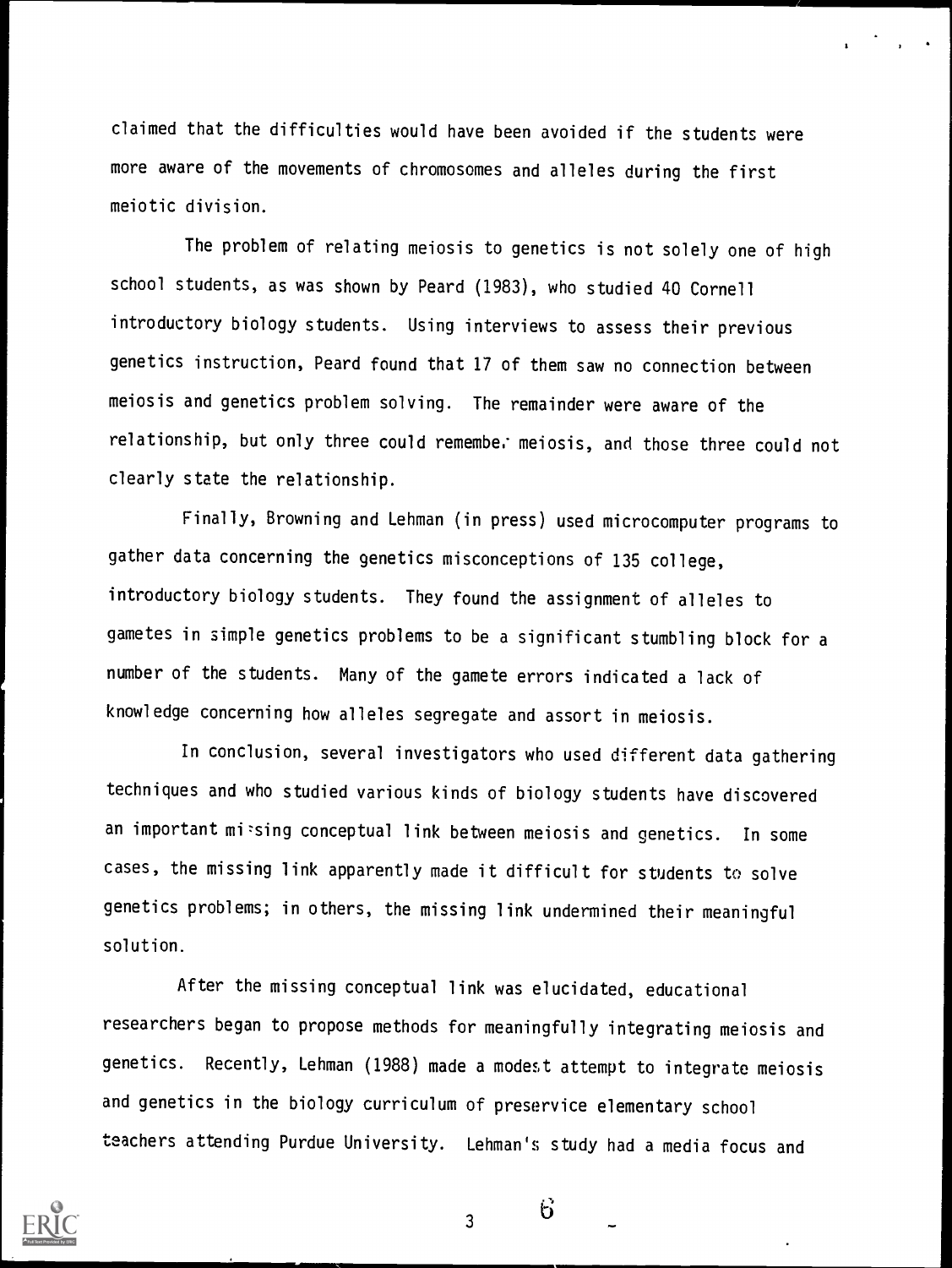claimed that the difficulties would have been avoided if the students were more aware of the movements of chromosomes and alleles during the first meiotic division.

The problem of relating meiosis to genetics is not solely one of high school students, as was shown by Peard (1983), who studied 40 Cornell introductory biology students. Using interviews to assess their previous genetics instruction, Peard found that 17 of them saw no connection between meiosis and genetics problem solving. The remainder were aware of the relationship, but only three could remember meiosis, and those three could not clearly state the relationship.

Finally, Browning and Lehman (in press) used microcomputer programs to gather data concerning the genetics misconceptions of 135 college, introductory biology students. They found the assignment of alleles to gametes in simple genetics problems to be a significant stumbling block for a number of the students. Many of the gamete errors indicated a lack of knowledge concerning how alleles segregate and assort in meiosis.

In conclusion, several investigators who used different data gathering techniques and who studied various kinds of biology students have discovered an important missing conceptual link between meiosis and genetics. In some cases, the missing link apparently made it difficult for students to solve genetics problems; in others, the missing link undermined their meaningful solution.

After the missing conceptual link was elucidated, educational researchers began to propose methods for meaningfully integrating meiosis and genetics. Recently, Lehman (1988) made a modest attempt to integrate meiosis and genetics in the biology curriculum of preservice elementary school teachers attending Purdue University. Lehman's study had a media focus and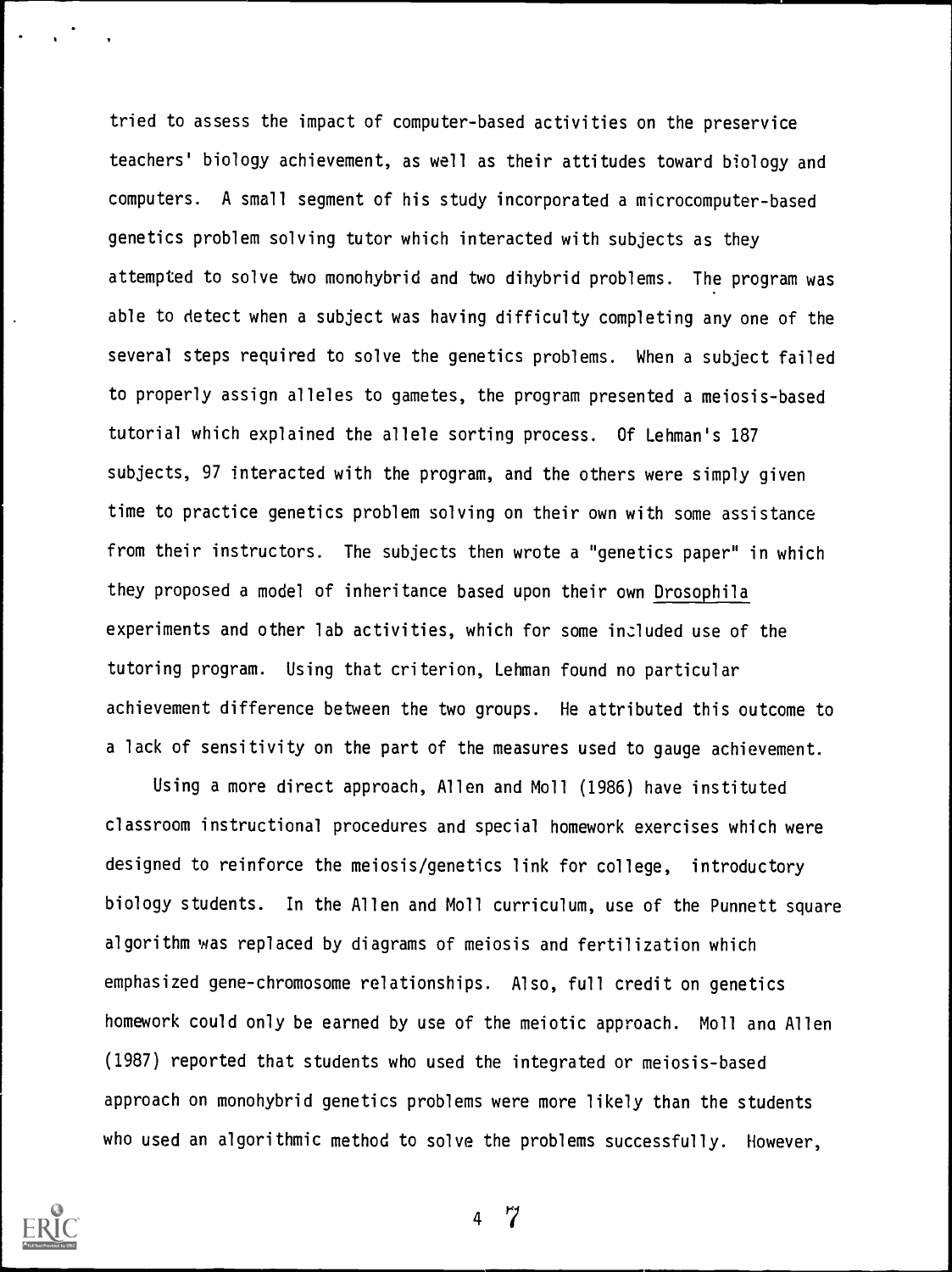tried to assess the impact of computer-based activities on the preservice teachers' biology achievement, as well as their attitudes toward biology and computers. A small segment of his study incorporated a microcomputer-based genetics problem solving tutor which interacted with subjects as they attempted to solve two monohybrid and two dihybrid problems. The program was able to detect when a subject was having difficulty completing any one of the several steps required to solve the genetics problems. When a subject failed to properly assign alleles to gametes, the program presented a meiosis-based tutorial which explained the allele sorting process. Of Lehman's 187 subjects, 97 interacted with the program, and the others were simply given time to practice genetics problem solving on their own with some assistance from their instructors. The subjects then wrote a "genetics paper" in which they proposed a model of inheritance based upon their own Drosophila experiments and other lab activities, which for some included use of the tutoring program. Using that criterion, Lehman found no particular achievement difference between the two groups. He attributed this outcome to a lack of sensitivity on the part of the measures used to gauge achievement.

Using a more direct approach, Allen and Moll (1986) have instituted classroom instructional procedures and special homework exercises which were designed to reinforce the meiosis/genetics link for college, introductory biology students. In the Allen and Moll curriculum, use of the Punnett square algorithm was replaced by diagrams of meiosis and fertilization which emphasized gene-chromosome relationships. Also, full credit on genetics homework could only be earned by use of the meiotic approach. Moll and Allen (1987) reported that students who used the integrated or meiosis-based approach on monohybrid genetics problems were more likely than the students who used an algorithmic method to solve the problems successfully. However,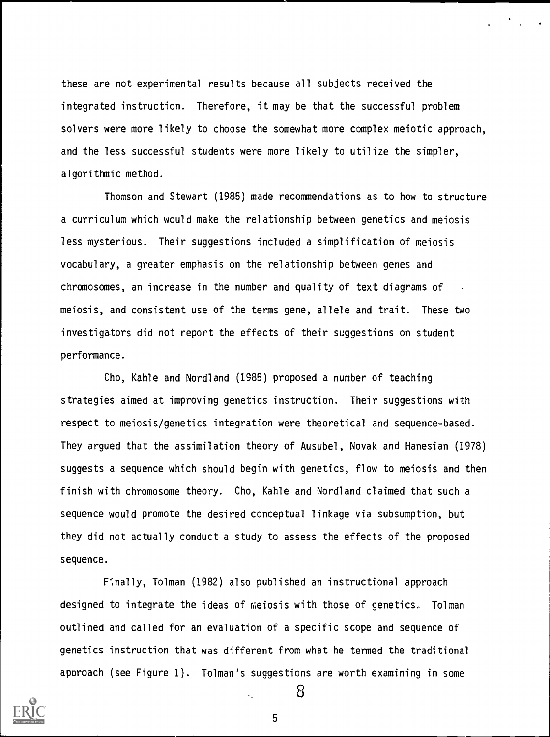these are not experimental results because all subjects received the integrated instruction. Therefore, it may be that the successful problem solvers were more likely to choose the somewhat more complex meiotic approach, and the less successful students were more likely to utilize the simpler, algorithmic method.

Thomson and Stewart (1985) made recommendations as to how to structure a curriculum which would make the relationship between genetics and meiosis less mysterious. Their suggestions included a simplification of meiosis vocabulary, a greater emphasis on the relationship between genes and chromosomes, an increase in the number and quality of text diagrams of meiosis, and consistent use of the terms gene, allele and trait. These two investigators did not report the effects of their suggestions on student performance.

Cho, Kahle and Nordland (1985) proposed a number of teaching strategies aimed at improving genetics instruction. Their suggestions with respect to meiosis/genetics integration were theoretical and sequence-based. They argued that the assimilation theory of Ausubel, Novak and Hanesian (1978) suggests a sequence which should begin with genetics, flow to meiosis and then finish with chromosome theory. Cho, Kahle and Nordland claimed that such a sequence would promote the desired conceptual linkage via subsumption, but they did not actually conduct a study to assess the effects of the proposed sequence.

Finally, Tolman (1982) also published an instructional approach designed to integrate the ideas of meiosis with those of genetics. Tolman outlined and called for an evaluation of a specific scope and sequence of genetics instruction that was different from what he termed the traditional approach (see Figure 1). Tolman's suggestions are worth examining in some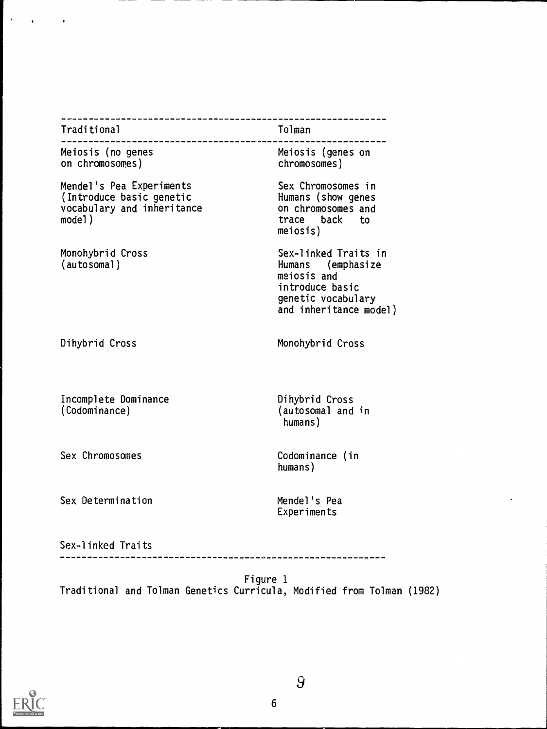| Traditional | Tolman |
| --- | --- |
| Meiosis (no genes on chromosomes) | Meiosis (genes on chromosomes) |
| Mendel's Pea Experiments (Introduce basic genetic vocabulary and inheritance model) | Sex Chromosomes in Humans (show genes on chromosomes and trace back to meiosis) |
| Monohybrid Cross (autosomal) | Sex-linked Traits in Humans (emphasize meiosis and introduce basic genetic vocabulary and inheritance model) |
| Dihybrid Cross | Monohybrid Cross |
| Incomplete Dominance (Codominance) | Dihybrid Cross (autosomal and in humans) |
| Sex Chromosomes | Codominance (in humans) |
| Sex Determination | Mendel's Pea Experiments |
| Sex-linked Traits | |

Figure 1
Traditional and Tolman Genetics Curricula, Modified from Tolman (1982)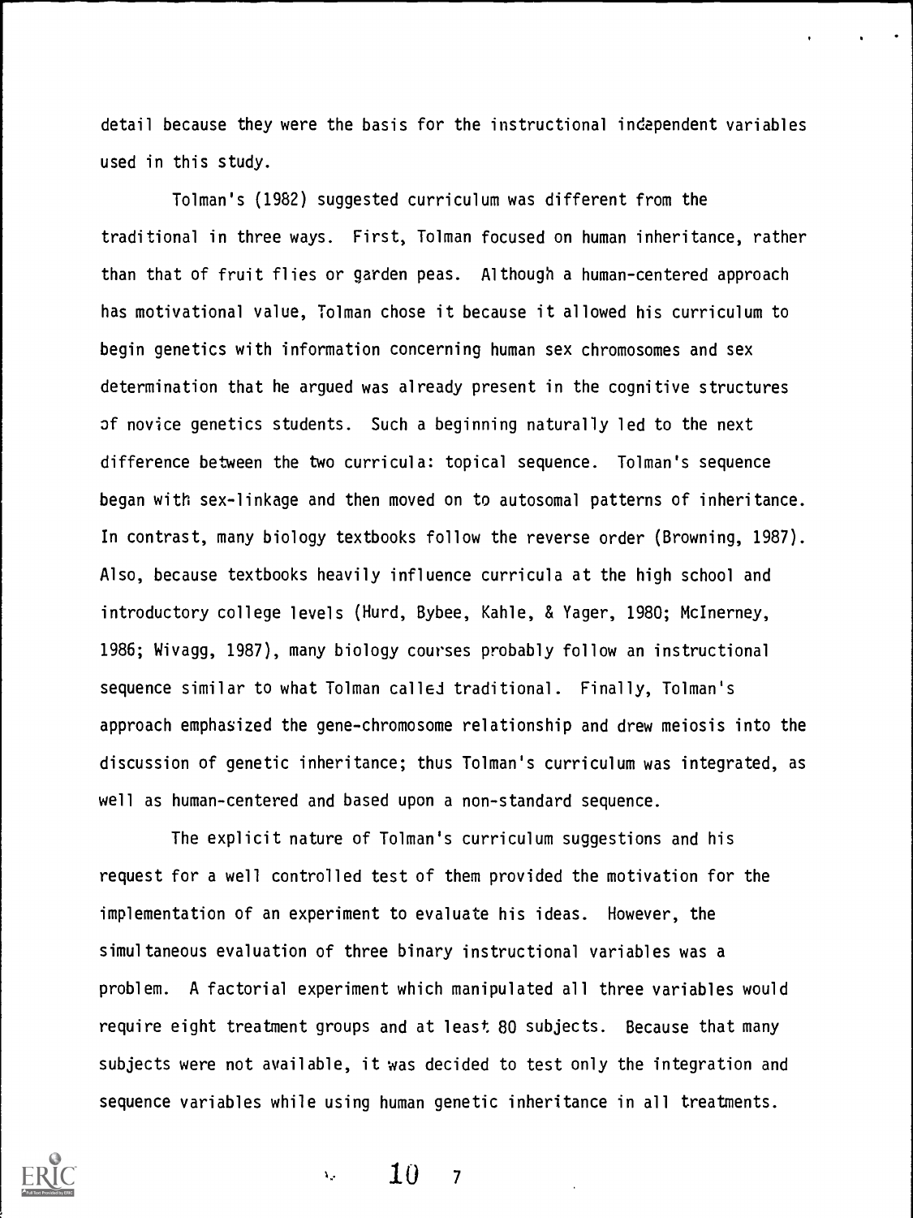detail because they were the basis for the instructional independent variables used in this study.

Tolman's (1982) suggested curriculum was different from the traditional in three ways. First, Tolman focused on human inheritance, rather than that of fruit flies or garden peas. Although a human-centered approach has motivational value, Tolman chose it because it allowed his curriculum to begin genetics with information concerning human sex chromosomes and sex determination that he argued was already present in the cognitive structures of novice genetics students. Such a beginning naturally led to the next difference between the two curricula: topical sequence. Tolman's sequence began with sex-linkage and then moved on to autosomal patterns of inheritance. In contrast, many biology textbooks follow the reverse order (Browning, 1987). Also, because textbooks heavily influence curricula at the high school and introductory college levels (Hurd, Bybee, Kahle, & Yager, 1980; McInerney, 1986; Wivagg, 1987), many biology courses probably follow an instructional sequence similar to what Tolman called traditional. Finally, Tolman's approach emphasized the gene-chromosome relationship and drew meiosis into the discussion of genetic inheritance; thus Tolman's curriculum was integrated, as well as human-centered and based upon a non-standard sequence.

The explicit nature of Tolman's curriculum suggestions and his request for a well controlled test of them provided the motivation for the implementation of an experiment to evaluate his ideas. However, the simultaneous evaluation of three binary instructional variables was a problem. A factorial experiment which manipulated all three variables would require eight treatment groups and at least 80 subjects. Because that many subjects were not available, it was decided to test only the integration and sequence variables while using human genetic inheritance in all treatments.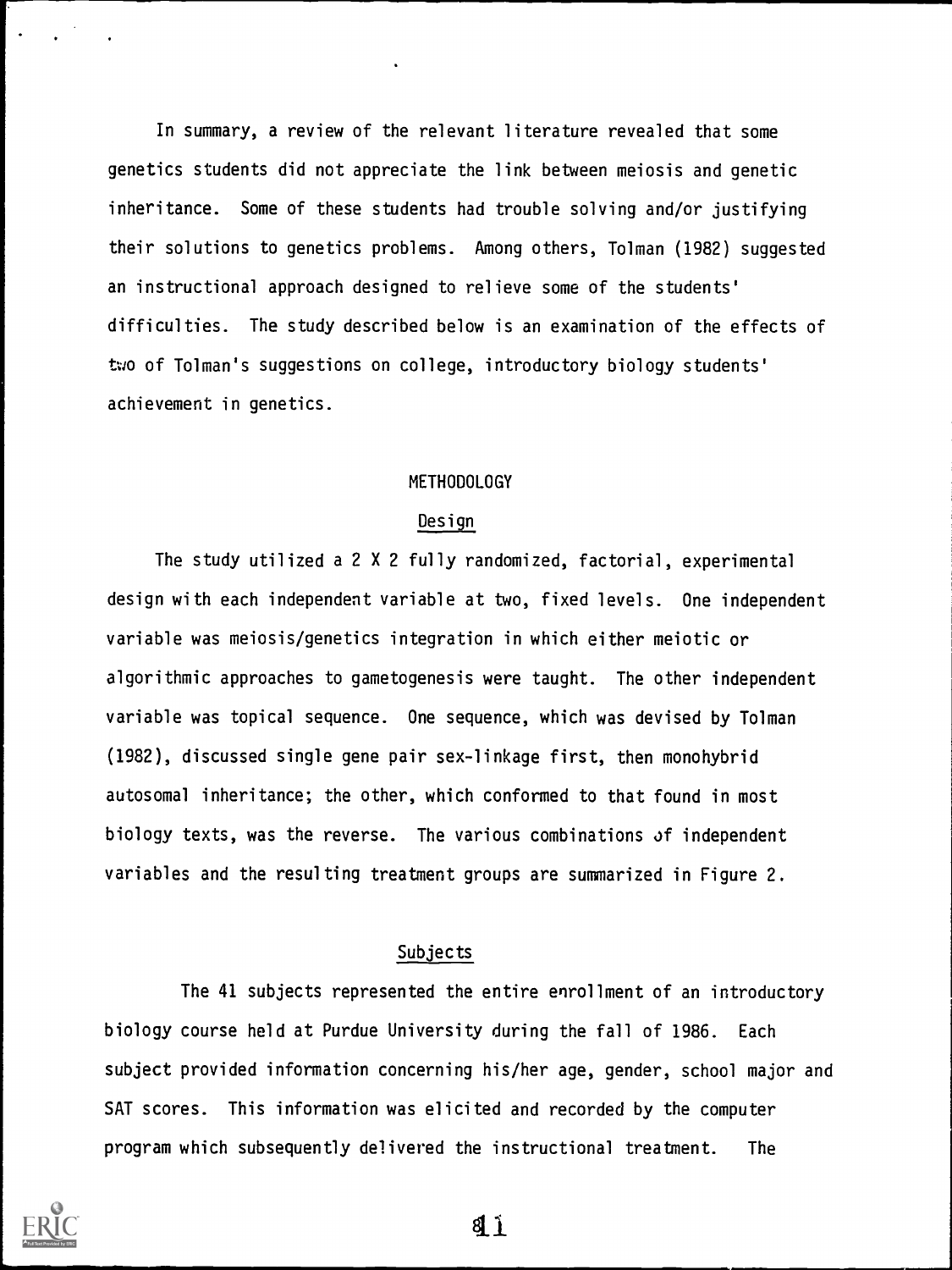In summary, a review of the relevant literature revealed that some genetics students did not appreciate the link between meiosis and genetic inheritance. Some of these students had trouble solving and/or justifying their solutions to genetics problems. Among others, Tolman (1982) suggested an instructional approach designed to relieve some of the students' difficulties. The study described below is an examination of the effects of two of Tolman's suggestions on college, introductory biology students' achievement in genetics.

## METHODOLOGY

### Design

The study utilized a 2 X 2 fully randomized, factorial, experimental design with each independent variable at two, fixed levels. One independent variable was meiosis/genetics integration in which either meiotic or algorithmic approaches to gametogenesis were taught. The other independent variable was topical sequence. One sequence, which was devised by Tolman (1982), discussed single gene pair sex-linkage first, then monohybrid autosomal inheritance; the other, which conformed to that found in most biology texts, was the reverse. The various combinations of independent variables and the resulting treatment groups are summarized in Figure 2.

### Subjects

The 41 subjects represented the entire enrollment of an introductory biology course held at Purdue University during the fall of 1986. Each subject provided information concerning his/her age, gender, school major and SAT scores. This information was elicited and recorded by the computer program which subsequently delivered the instructional treatment. The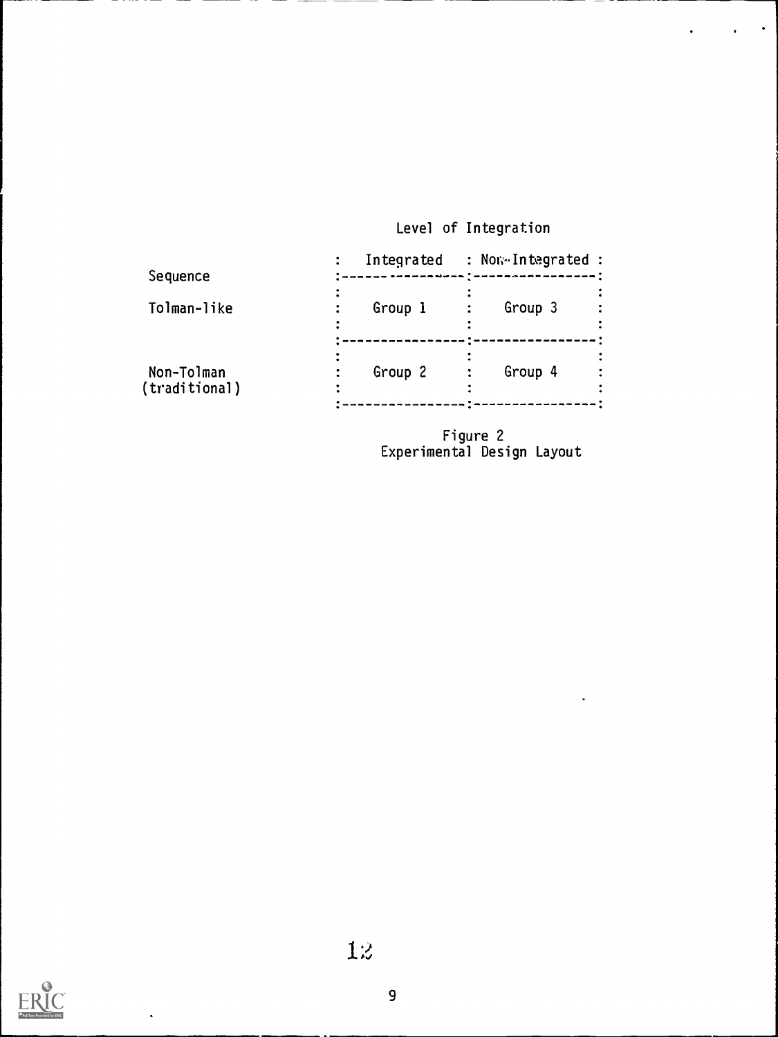Level of Integration

| Sequence | Integrated | Non-Integrated |
|---|---|---|
| Tolman-like | Group 1 | Group 3 |
| Non-Tolman (traditional) | Group 2 | Group 4 |

Figure 2
Experimental Design Layout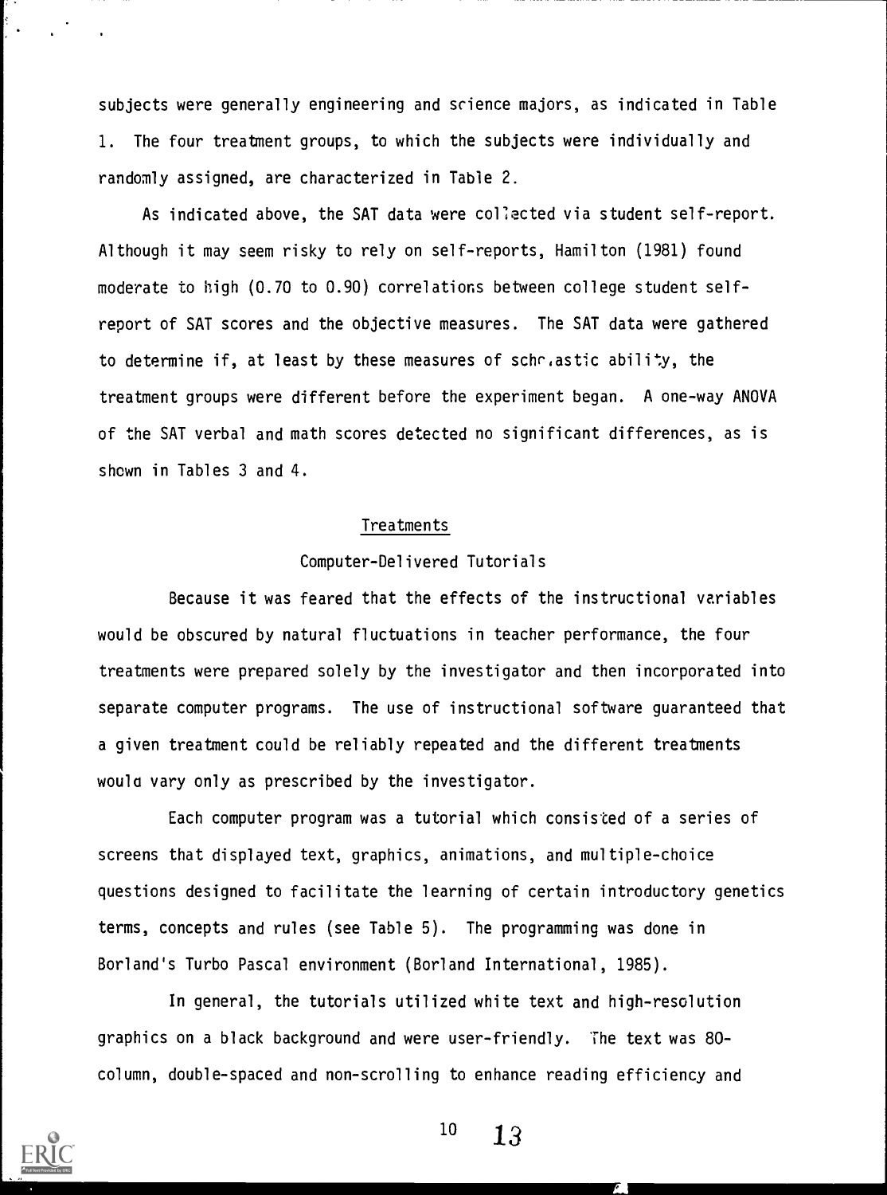subjects were generally engineering and science majors, as indicated in Table 1. The four treatment groups, to which the subjects were individually and randomly assigned, are characterized in Table 2.

As indicated above, the SAT data were collected via student self-report. Although it may seem risky to rely on self-reports, Hamilton (1981) found moderate to high (0.70 to 0.90) correlations between college student self-report of SAT scores and the objective measures. The SAT data were gathered to determine if, at least by these measures of scholastic ability, the treatment groups were different before the experiment began. A one-way ANOVA of the SAT verbal and math scores detected no significant differences, as is shown in Tables 3 and 4.

## Treatments

### Computer-Delivered Tutorials

Because it was feared that the effects of the instructional variables would be obscured by natural fluctuations in teacher performance, the four treatments were prepared solely by the investigator and then incorporated into separate computer programs. The use of instructional software guaranteed that a given treatment could be reliably repeated and the different treatments would vary only as prescribed by the investigator.

Each computer program was a tutorial which consisted of a series of screens that displayed text, graphics, animations, and multiple-choice questions designed to facilitate the learning of certain introductory genetics terms, concepts and rules (see Table 5). The programming was done in Borland's Turbo Pascal environment (Borland International, 1985).

In general, the tutorials utilized white text and high-resolution graphics on a black background and were user-friendly. The text was 80-column, double-spaced and non-scrolling to enhance reading efficiency and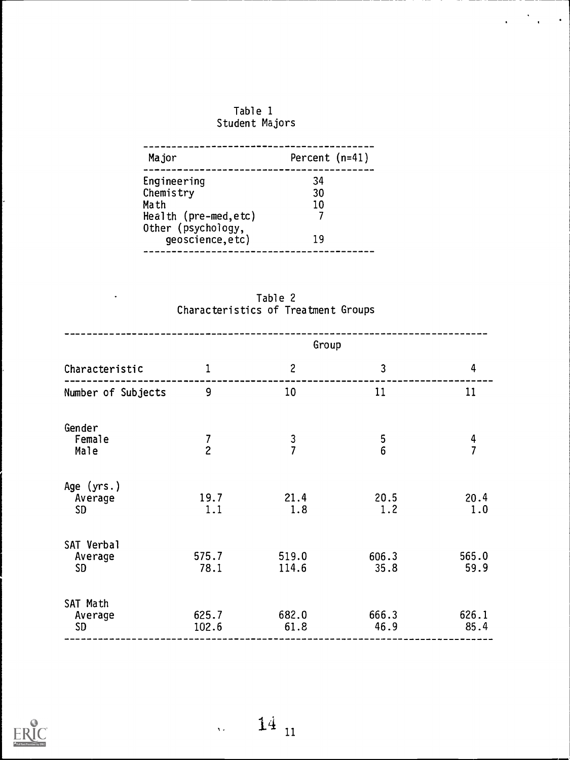Table 1
Student Majors

| Major | Percent (n=41) |
|---|---|
| Engineering | 34 |
| Chemistry | 30 |
| Math | 10 |
| Health (pre-med,etc) | 7 |
| Other (psychology, geoscience,etc) | 19 |

Table 2
Characteristics of Treatment Groups

| | Group | | | |
|---|---|---|---|---|
| Characteristic | 1 | 2 | 3 | 4 |
| Number of Subjects | 9 | 10 | 11 | 11 |
| Gender | | | | |
| Female | 7 | 3 | 5 | 4 |
| Male | 2 | 7 | 6 | 7 |
| Age (yrs.) | | | | |
| Average | 19.7 | 21.4 | 20.5 | 20.4 |
| SD | 1.1 | 1.8 | 1.2 | 1.0 |
| SAT Verbal | | | | |
| Average | 575.7 | 519.0 | 606.3 | 565.0 |
| SD | 78.1 | 114.6 | 35.8 | 59.9 |
| SAT Math | | | | |
| Average | 625.7 | 682.0 | 666.3 | 626.1 |
| SD | 102.6 | 61.8 | 46.9 | 85.4 |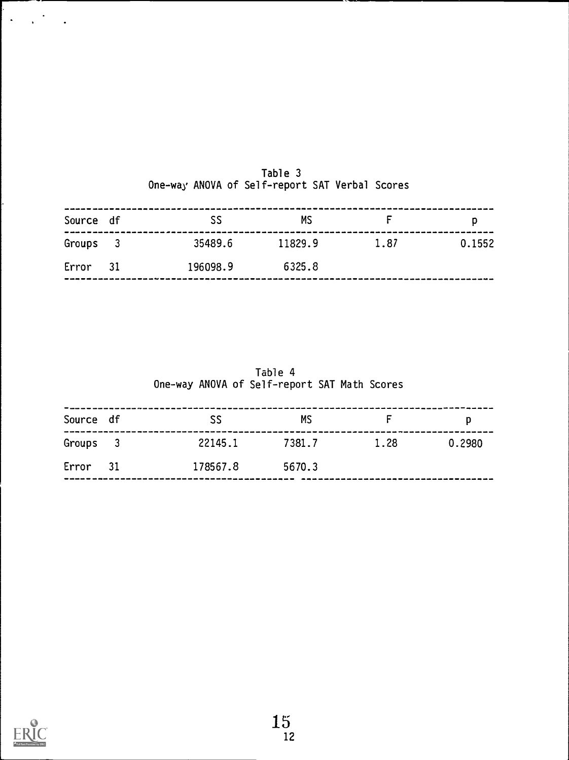Table 3
One-way ANOVA of Self-report SAT Verbal Scores

| Source | df | SS | MS | F | p |
|---|---|---|---|---|---|
| Groups | 3 | 35489.6 | 11829.9 | 1.87 | 0.1552 |
| Error | 31 | 196098.9 | 6325.8 | | |

Table 4
One-way ANOVA of Self-report SAT Math Scores

| Source | df | SS | MS | F | p |
|---|---|---|---|---|---|
| Groups | 3 | 22145.1 | 7381.7 | 1.28 | 0.2980 |
| Error | 31 | 178567.8 | 5670.3 | | |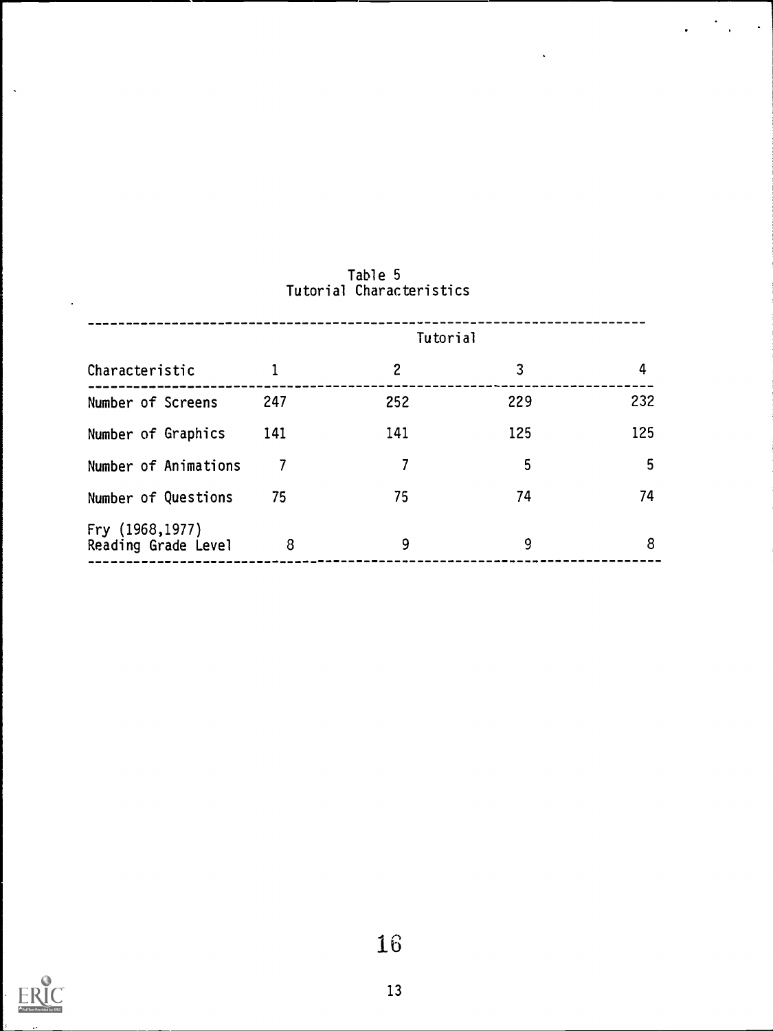Table 5
Tutorial Characteristics

| Characteristic | Tutorial | | | |
|---|---|---|---|---|
| | 1 | 2 | 3 | 4 |
| Number of Screens | 247 | 252 | 229 | 232 |
| Number of Graphics | 141 | 141 | 125 | 125 |
| Number of Animations | 7 | 7 | 5 | 5 |
| Number of Questions | 75 | 75 | 74 | 74 |
| Fry (1968,1977) Reading Grade Level | 8 | 9 | 9 | 8 |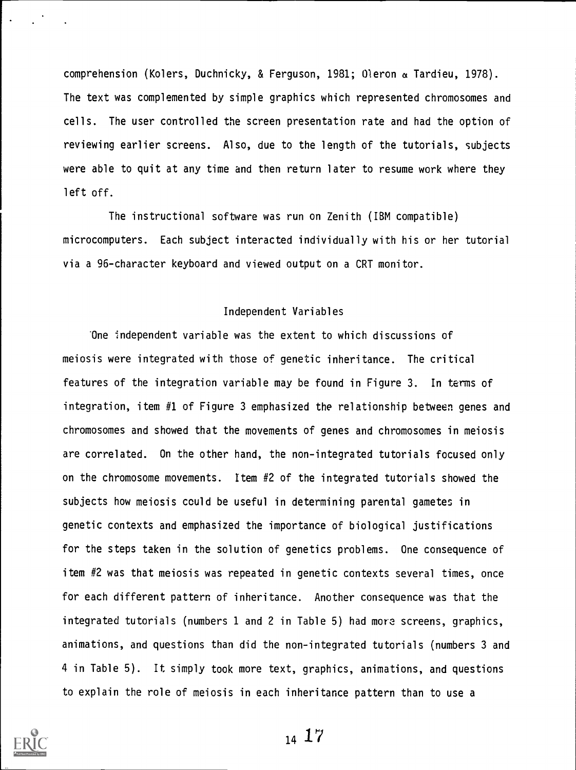comprehension (Kolers, Duchnicky, & Ferguson, 1981; Oleron & Tardieu, 1978). The text was complemented by simple graphics which represented chromosomes and cells. The user controlled the screen presentation rate and had the option of reviewing earlier screens. Also, due to the length of the tutorials, subjects were able to quit at any time and then return later to resume work where they left off.

The instructional software was run on Zenith (IBM compatible) microcomputers. Each subject interacted individually with his or her tutorial via a 96-character keyboard and viewed output on a CRT monitor.

## Independent Variables

One independent variable was the extent to which discussions of meiosis were integrated with those of genetic inheritance. The critical features of the integration variable may be found in Figure 3. In terms of integration, item #1 of Figure 3 emphasized the relationship between genes and chromosomes and showed that the movements of genes and chromosomes in meiosis are correlated. On the other hand, the non-integrated tutorials focused only on the chromosome movements. Item #2 of the integrated tutorials showed the subjects how meiosis could be useful in determining parental gametes in genetic contexts and emphasized the importance of biological justifications for the steps taken in the solution of genetics problems. One consequence of item #2 was that meiosis was repeated in genetic contexts several times, once for each different pattern of inheritance. Another consequence was that the integrated tutorials (numbers 1 and 2 in Table 5) had more screens, graphics, animations, and questions than did the non-integrated tutorials (numbers 3 and 4 in Table 5). It simply took more text, graphics, animations, and questions to explain the role of meiosis in each inheritance pattern than to use a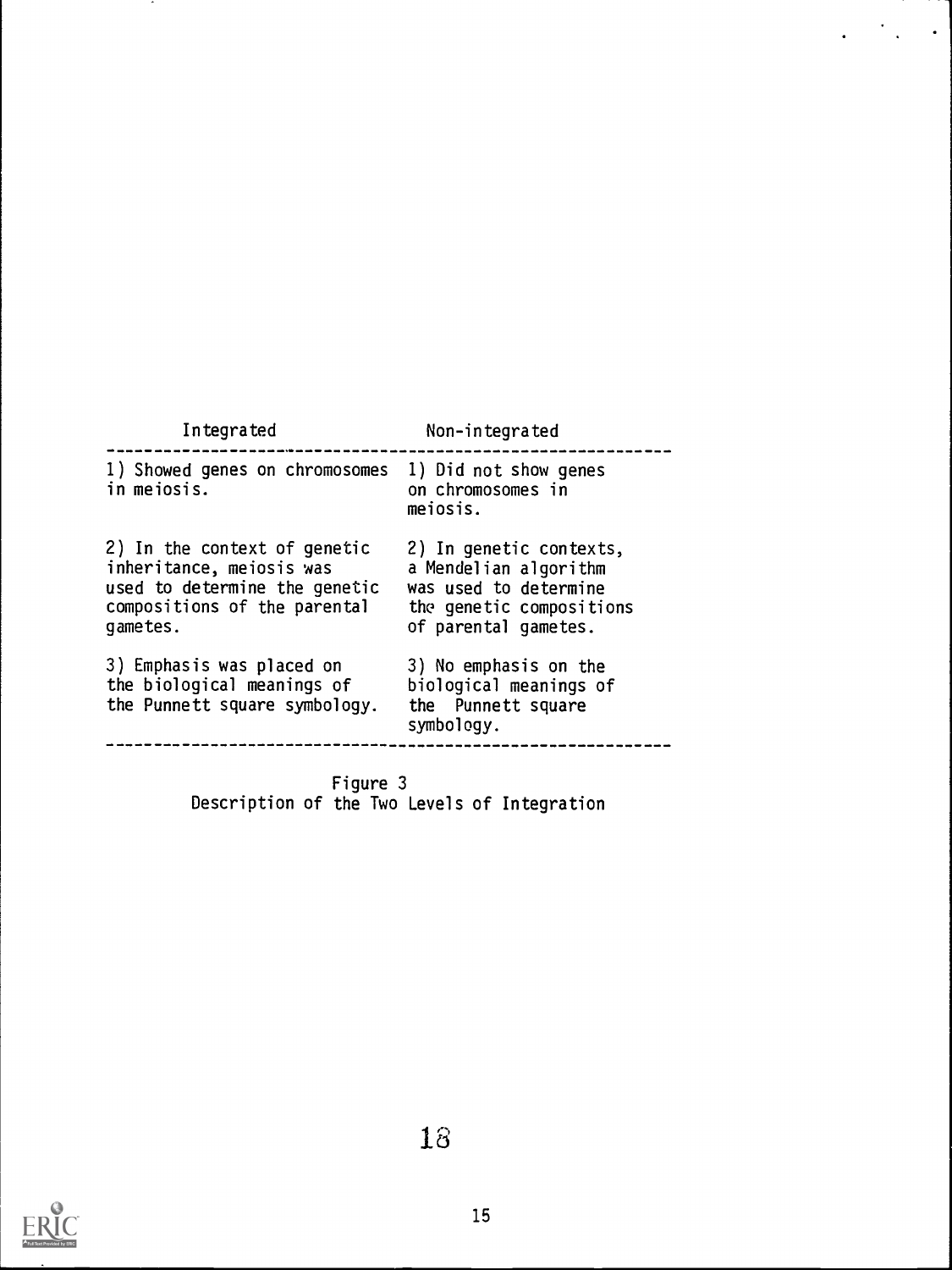| Integrated | Non-integrated |
|---|---|
| 1) Showed genes on chromosomes in meiosis. | 1) Did not show genes on chromosomes in meiosis. |
| 2) In the context of genetic inheritance, meiosis was used to determine the genetic compositions of the parental gametes. | 2) In genetic contexts, a Mendelian algorithm was used to determine the genetic compositions of parental gametes. |
| 3) Emphasis was placed on the biological meanings of the Punnett square symbology. | 3) No emphasis on the biological meanings of the Punnett square symbology. |

Figure 3
Description of the Two Levels of Integration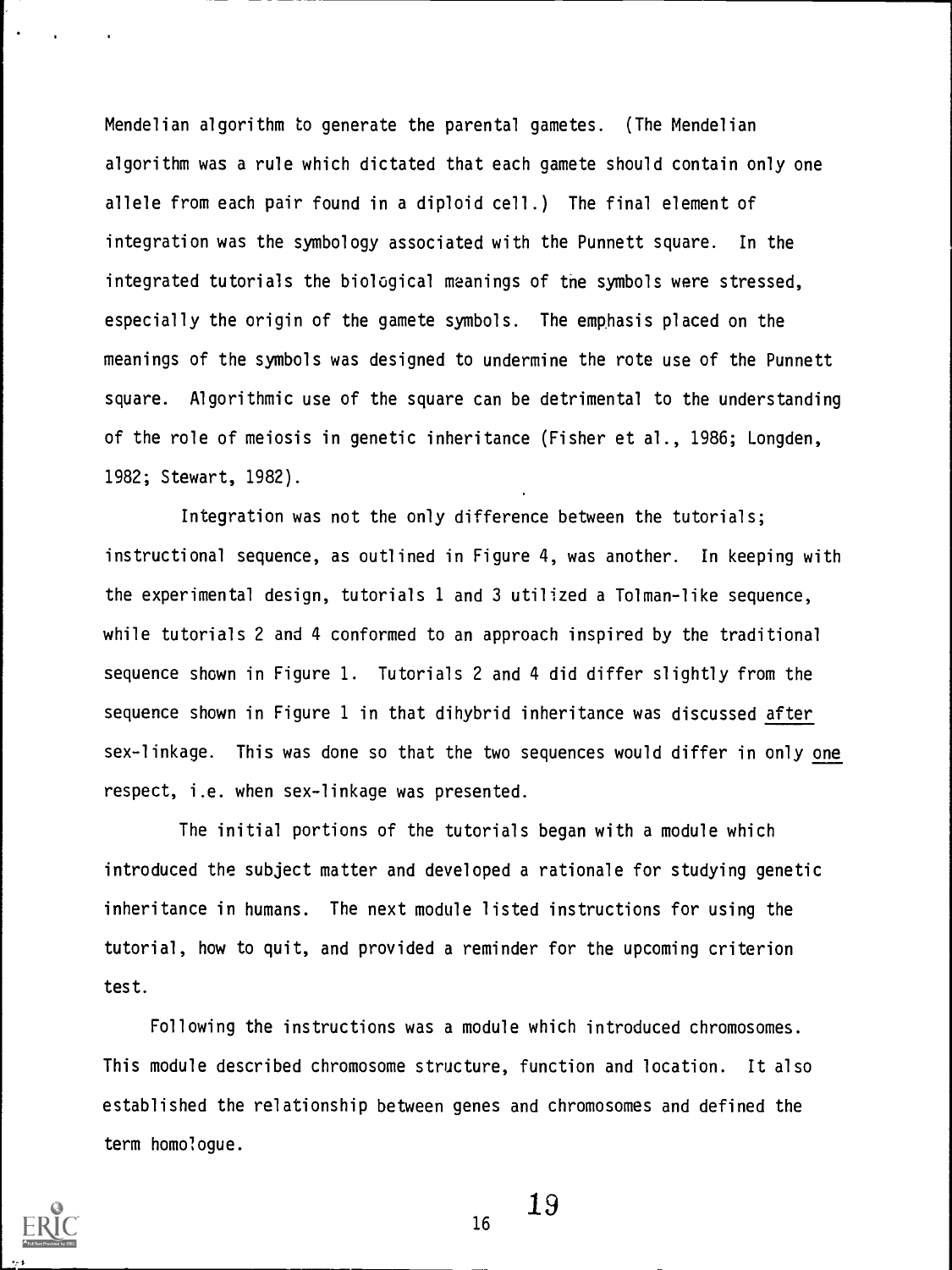Mendelian algorithm to generate the parental gametes. (The Mendelian algorithm was a rule which dictated that each gamete should contain only one allele from each pair found in a diploid cell.) The final element of integration was the symbology associated with the Punnett square. In the integrated tutorials the biological meanings of the symbols were stressed, especially the origin of the gamete symbols. The emphasis placed on the meanings of the symbols was designed to undermine the rote use of the Punnett square. Algorithmic use of the square can be detrimental to the understanding of the role of meiosis in genetic inheritance (Fisher et al., 1986; Longden, 1982; Stewart, 1982).

Integration was not the only difference between the tutorials; instructional sequence, as outlined in Figure 4, was another. In keeping with the experimental design, tutorials 1 and 3 utilized a Tolman-like sequence, while tutorials 2 and 4 conformed to an approach inspired by the traditional sequence shown in Figure 1. Tutorials 2 and 4 did differ slightly from the sequence shown in Figure 1 in that dihybrid inheritance was discussed <u>after</u> sex-linkage. This was done so that the two sequences would differ in only <u>one</u> respect, i.e. when sex-linkage was presented.

The initial portions of the tutorials began with a module which introduced the subject matter and developed a rationale for studying genetic inheritance in humans. The next module listed instructions for using the tutorial, how to quit, and provided a reminder for the upcoming criterion test.

Following the instructions was a module which introduced chromosomes. This module described chromosome structure, function and location. It also established the relationship between genes and chromosomes and defined the term homologue.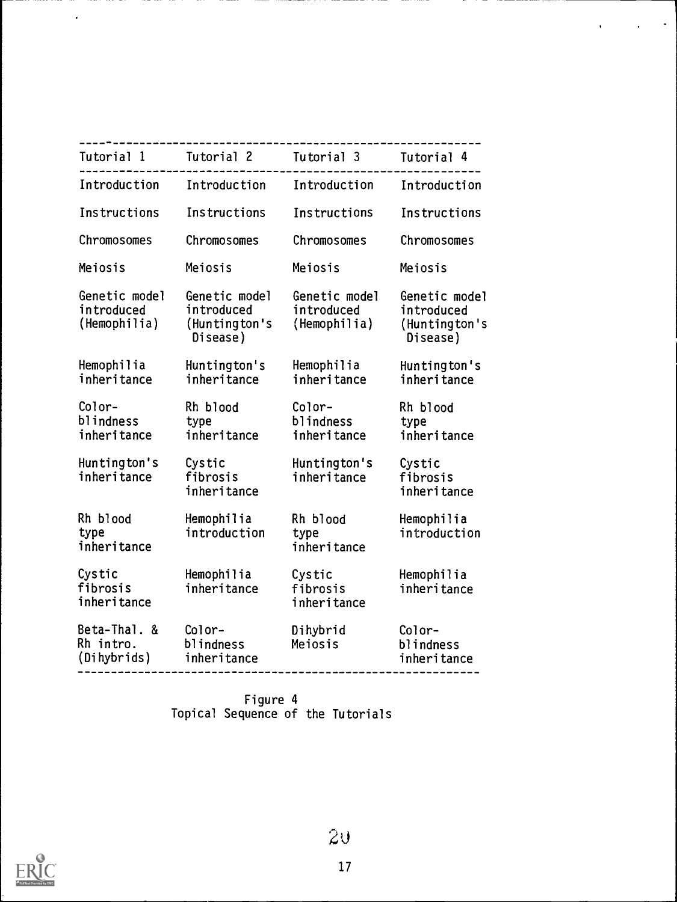| Tutorial 1 | Tutorial 2 | Tutorial 3 | Tutorial 4 |
| --- | --- | --- | --- |
| Introduction | Introduction | Introduction | Introduction |
| Instructions | Instructions | Instructions | Instructions |
| Chromosomes | Chromosomes | Chromosomes | Chromosomes |
| Meiosis | Meiosis | Meiosis | Meiosis |
| Genetic model introduced (Hemophilia) | Genetic model introduced (Huntington's Disease) | Genetic model introduced (Hemophilia) | Genetic model introduced (Huntington's Disease) |
| Hemophilia inheritance | Huntington's inheritance | Hemophilia inheritance | Huntington's inheritance |
| Color-blindness inheritance | Rh blood type inheritance | Color-blindness inheritance | Rh blood type inheritance |
| Huntington's inheritance | Cystic fibrosis inheritance | Huntington's inheritance | Cystic fibrosis inheritance |
| Rh blood type inheritance | Hemophilia introduction | Rh blood type inheritance | Hemophilia introduction |
| Cystic fibrosis inheritance | Hemophilia inheritance | Cystic fibrosis inheritance | Hemophilia inheritance |
| Beta-Thal. & Rh intro. (Dihybrids) | Color-blindness inheritance | Dihybrid Meiosis | Color-blindness inheritance |

Figure 4
Topical Sequence of the Tutorials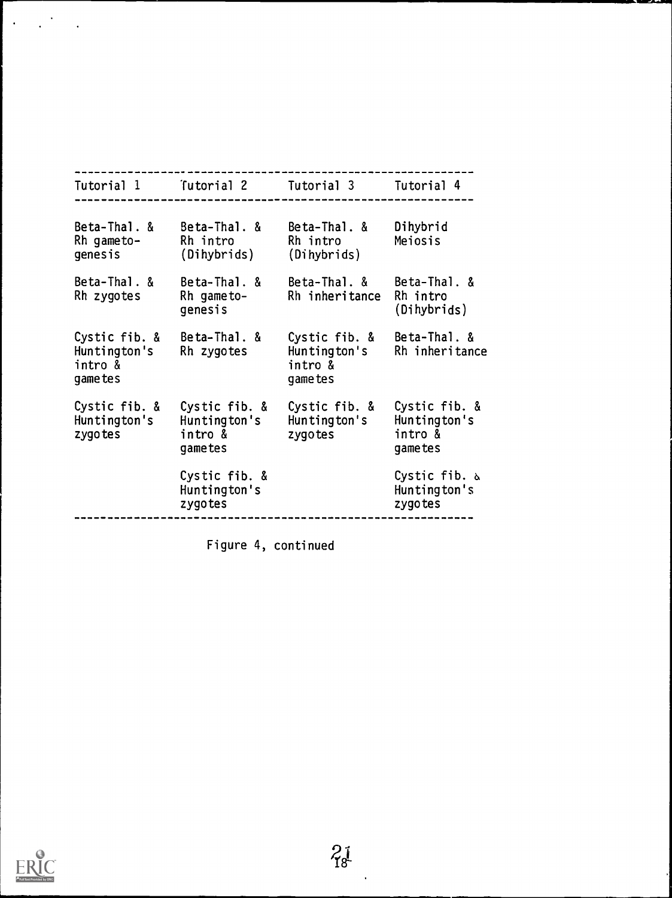| Tutorial 1 | Tutorial 2 | Tutorial 3 | Tutorial 4 |
|---|---|---|---|
| Beta-Thal. & Rh gameto-genesis | Beta-Thal. & Rh intro (Dihybrids) | Beta-Thal. & Rh intro (Dihybrids) | Dihybrid Meiosis |
| Beta-Thal. & Rh zygotes | Beta-Thal. & Rh gameto-genesis | Beta-Thal. & Rh inheritance | Beta-Thal. & Rh intro (Dihybrids) |
| Cystic fib. & Huntington's intro & gametes | Beta-Thal. & Rh zygotes | Cystic fib. & Huntington's intro & gametes | Beta-Thal. & Rh inheritance |
| Cystic fib. & Huntington's zygotes | Cystic fib. & Huntington's intro & gametes | Cystic fib. & Huntington's zygotes | Cystic fib. & Huntington's intro & gametes |
| | Cystic fib. & Huntington's zygotes | | Cystic fib. & Huntington's zygotes |

Figure 4, continued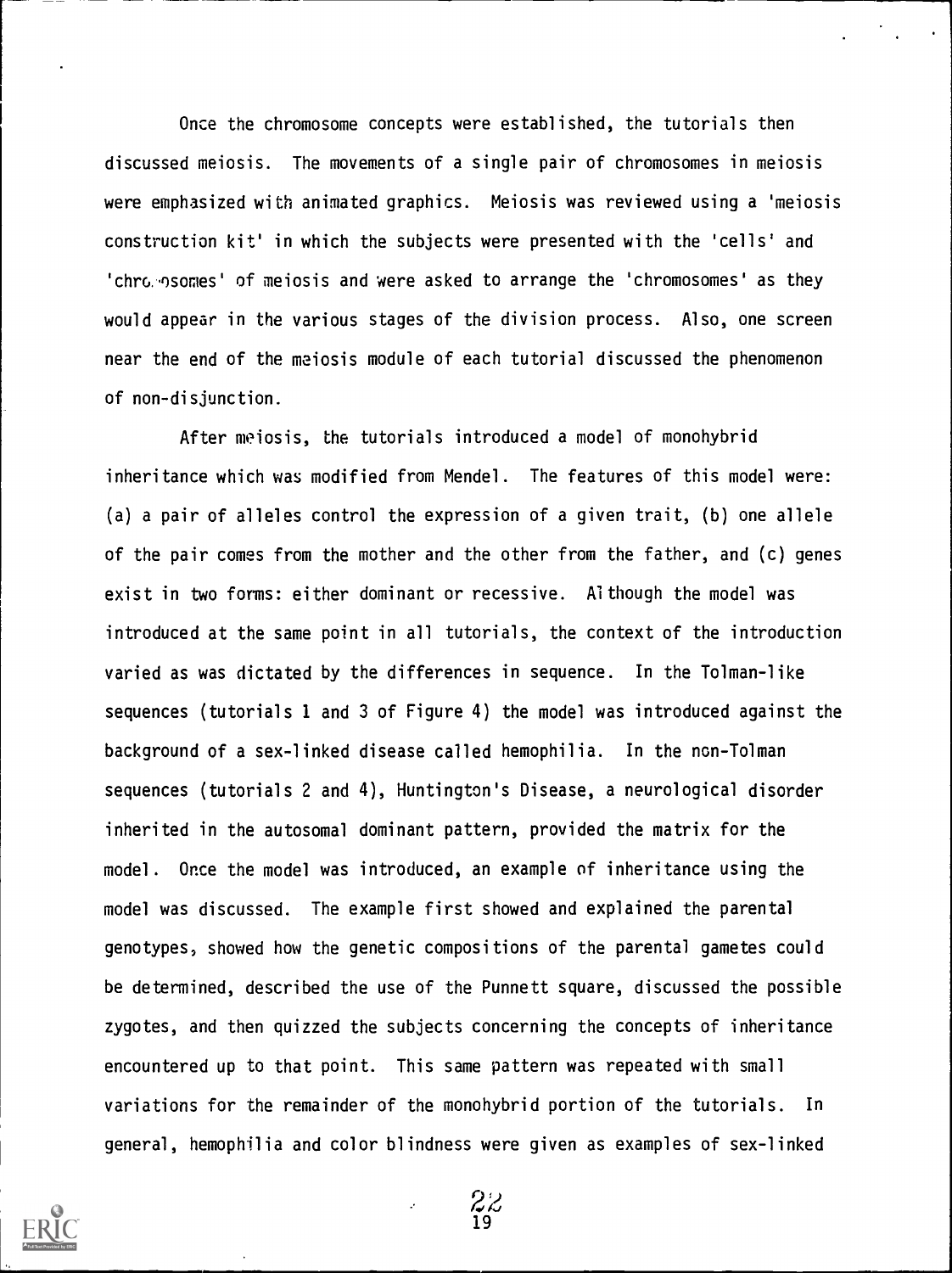Once the chromosome concepts were established, the tutorials then discussed meiosis. The movements of a single pair of chromosomes in meiosis were emphasized with animated graphics. Meiosis was reviewed using a 'meiosis construction kit' in which the subjects were presented with the 'cells' and 'chromosomes' of meiosis and were asked to arrange the 'chromosomes' as they would appear in the various stages of the division process. Also, one screen near the end of the meiosis module of each tutorial discussed the phenomenon of non-disjunction.

After meiosis, the tutorials introduced a model of monohybrid inheritance which was modified from Mendel. The features of this model were: (a) a pair of alleles control the expression of a given trait, (b) one allele of the pair comes from the mother and the other from the father, and (c) genes exist in two forms: either dominant or recessive. Although the model was introduced at the same point in all tutorials, the context of the introduction varied as was dictated by the differences in sequence. In the Tolman-like sequences (tutorials 1 and 3 of Figure 4) the model was introduced against the background of a sex-linked disease called hemophilia. In the non-Tolman sequences (tutorials 2 and 4), Huntington's Disease, a neurological disorder inherited in the autosomal dominant pattern, provided the matrix for the model. Once the model was introduced, an example of inheritance using the model was discussed. The example first showed and explained the parental genotypes, showed how the genetic compositions of the parental gametes could be determined, described the use of the Punnett square, discussed the possible zygotes, and then quizzed the subjects concerning the concepts of inheritance encountered up to that point. This same pattern was repeated with small variations for the remainder of the monohybrid portion of the tutorials. In general, hemophilia and color blindness were given as examples of sex-linked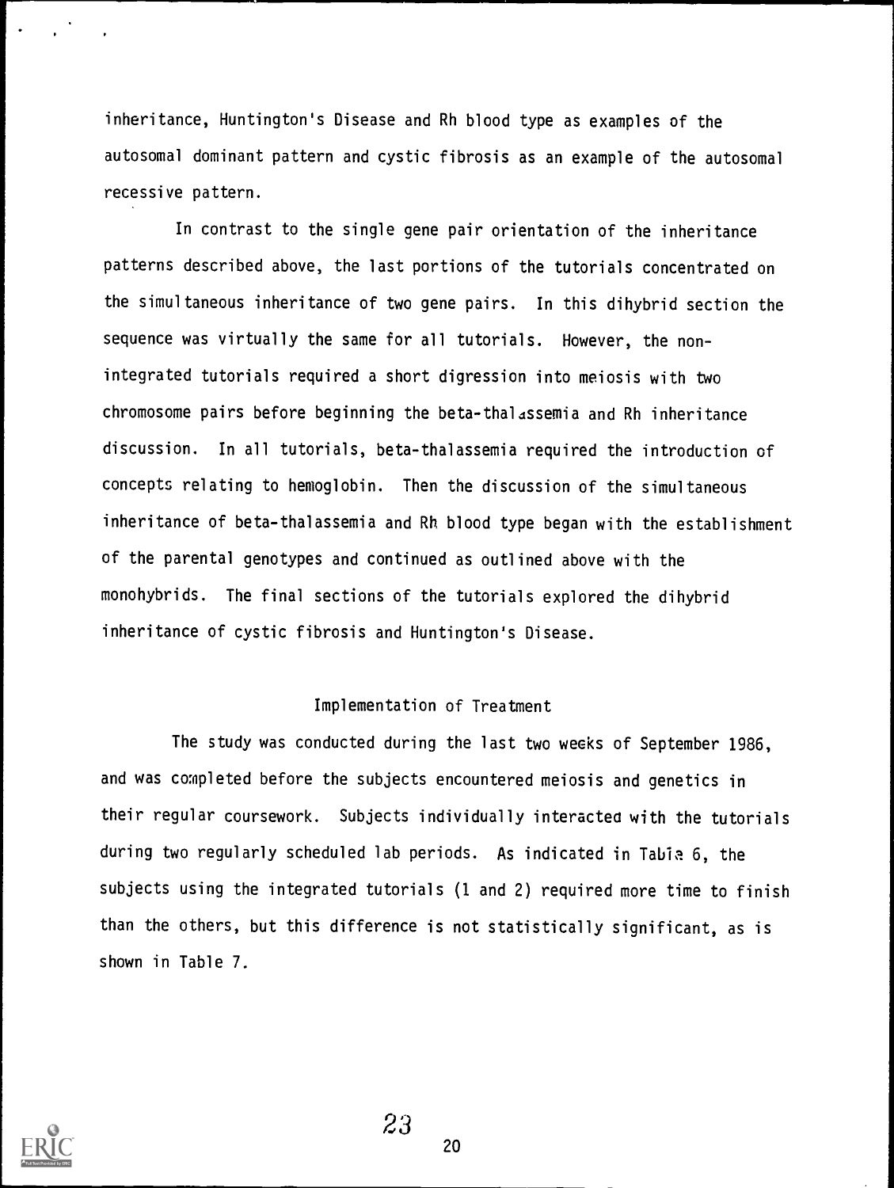inheritance, Huntington's Disease and Rh blood type as examples of the autosomal dominant pattern and cystic fibrosis as an example of the autosomal recessive pattern.

In contrast to the single gene pair orientation of the inheritance patterns described above, the last portions of the tutorials concentrated on the simultaneous inheritance of two gene pairs. In this dihybrid section the sequence was virtually the same for all tutorials. However, the non-integrated tutorials required a short digression into meiosis with two chromosome pairs before beginning the beta-thalassemia and Rh inheritance discussion. In all tutorials, beta-thalassemia required the introduction of concepts relating to hemoglobin. Then the discussion of the simultaneous inheritance of beta-thalassemia and Rh blood type began with the establishment of the parental genotypes and continued as outlined above with the monohybrids. The final sections of the tutorials explored the dihybrid inheritance of cystic fibrosis and Huntington's Disease.

## Implementation of Treatment

The study was conducted during the last two weeks of September 1986, and was completed before the subjects encountered meiosis and genetics in their regular coursework. Subjects individually interacted with the tutorials during two regularly scheduled lab periods. As indicated in Table 6, the subjects using the integrated tutorials (1 and 2) required more time to finish than the others, but this difference is not statistically significant, as is shown in Table 7.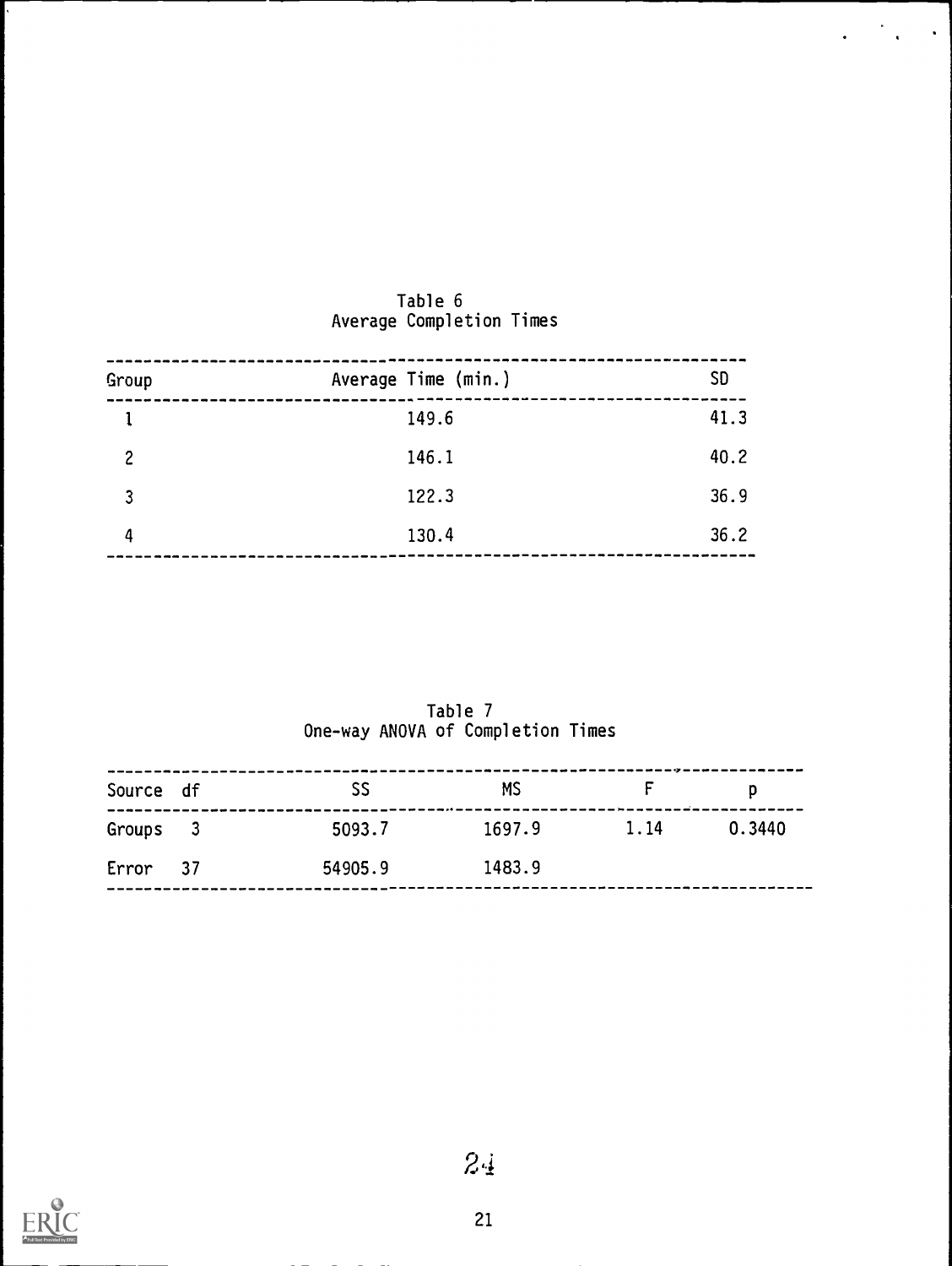Table 6
Average Completion Times

| Group | Average Time (min.) | SD |
|---|---|---|
| 1 | 149.6 | 41.3 |
| 2 | 146.1 | 40.2 |
| 3 | 122.3 | 36.9 |
| 4 | 130.4 | 36.2 |

Table 7
One-way ANOVA of Completion Times

| Source | df | SS | MS | F | p |
|---|---|---|---|---|---|
| Groups | 3 | 5093.7 | 1697.9 | 1.14 | 0.3440 |
| Error | 37 | 54905.9 | 1483.9 | | |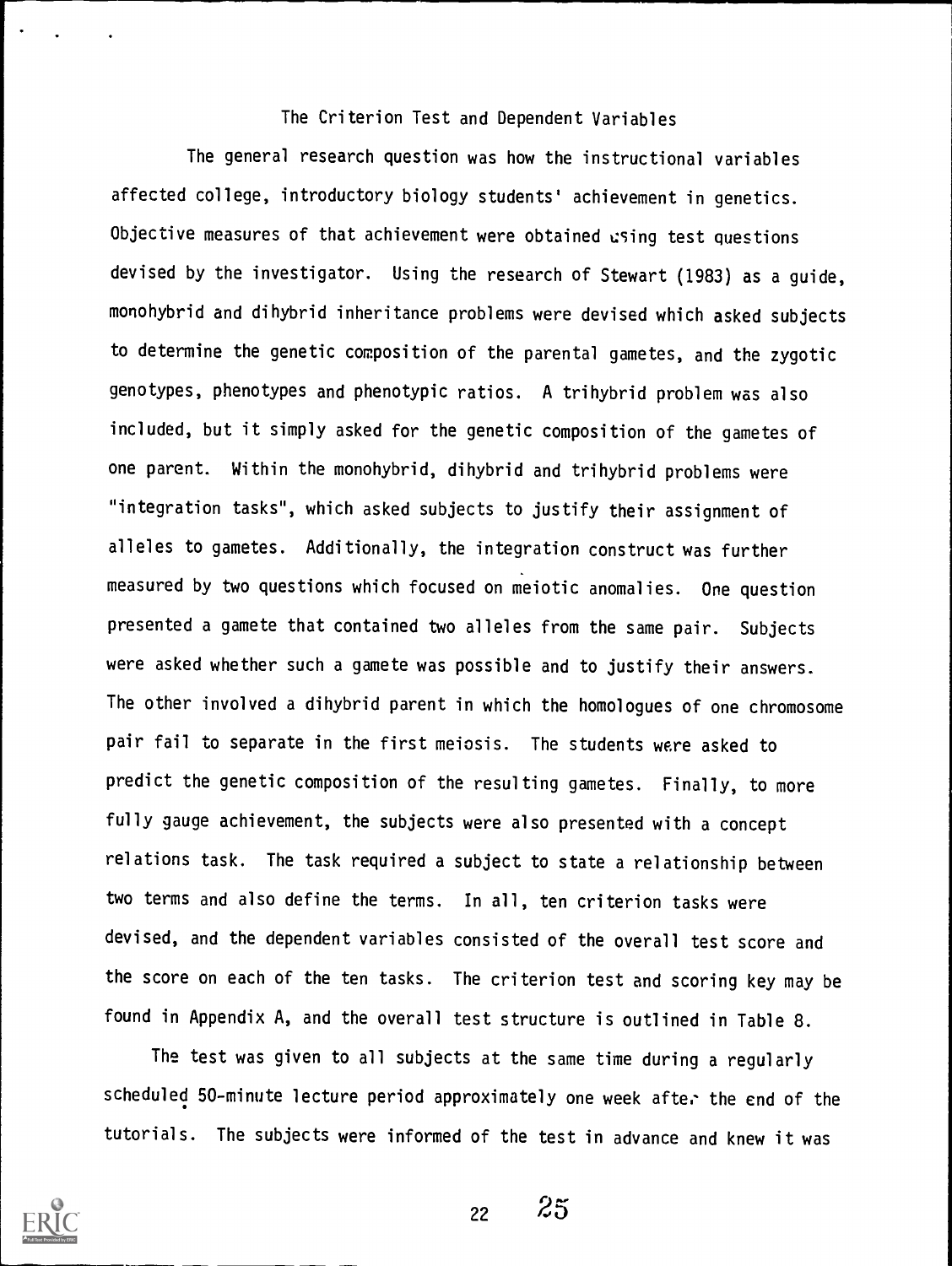## The Criterion Test and Dependent Variables

The general research question was how the instructional variables affected college, introductory biology students' achievement in genetics. Objective measures of that achievement were obtained using test questions devised by the investigator. Using the research of Stewart (1983) as a guide, monohybrid and dihybrid inheritance problems were devised which asked subjects to determine the genetic composition of the parental gametes, and the zygotic genotypes, phenotypes and phenotypic ratios. A trihybrid problem was also included, but it simply asked for the genetic composition of the gametes of one parent. Within the monohybrid, dihybrid and trihybrid problems were "integration tasks", which asked subjects to justify their assignment of alleles to gametes. Additionally, the integration construct was further measured by two questions which focused on meiotic anomalies. One question presented a gamete that contained two alleles from the same pair. Subjects were asked whether such a gamete was possible and to justify their answers. The other involved a dihybrid parent in which the homologues of one chromosome pair fail to separate in the first meiosis. The students were asked to predict the genetic composition of the resulting gametes. Finally, to more fully gauge achievement, the subjects were also presented with a concept relations task. The task required a subject to state a relationship between two terms and also define the terms. In all, ten criterion tasks were devised, and the dependent variables consisted of the overall test score and the score on each of the ten tasks. The criterion test and scoring key may be found in Appendix A, and the overall test structure is outlined in Table 8.

The test was given to all subjects at the same time during a regularly scheduled 50-minute lecture period approximately one week after the end of the tutorials. The subjects were informed of the test in advance and knew it was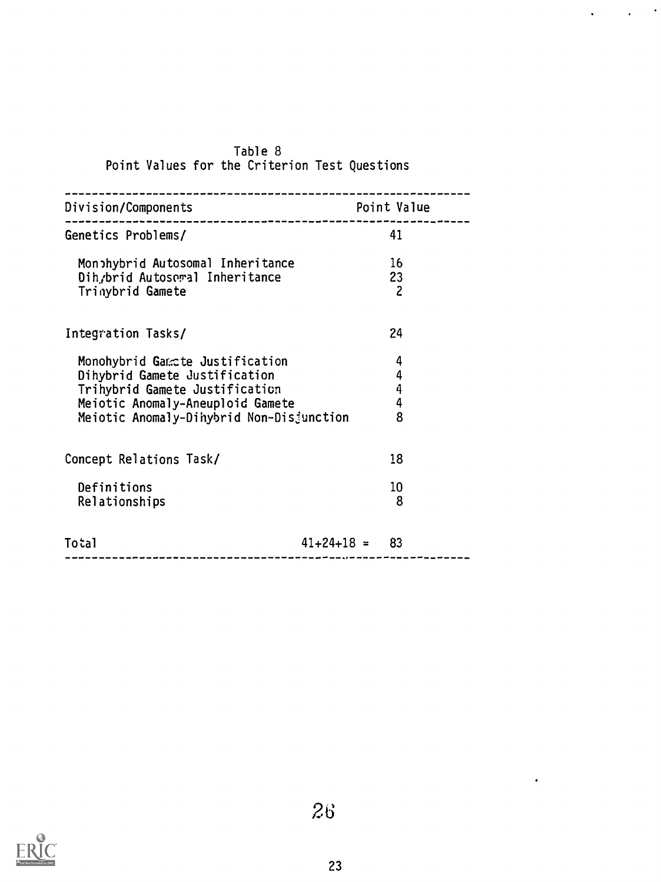Table 8
Point Values for the Criterion Test Questions

| Division/Components | Point Value |
|---|---|
| Genetics Problems/ | 41 |
| Monohybrid Autosomal Inheritance | 16 |
| Dihybrid Autosomal Inheritance | 23 |
| Trihybrid Gamete | 2 |
| Integration Tasks/ | 24 |
| Monohybrid Gamete Justification | 4 |
| Dihybrid Gamete Justification | 4 |
| Trihybrid Gamete Justification | 4 |
| Meiotic Anomaly-Aneuploid Gamete | 4 |
| Meiotic Anomaly-Dihybrid Non-Disjunction | 8 |
| Concept Relations Task/ | 18 |
| Definitions | 10 |
| Relationships | 8 |
| Total | 41+24+18 = 83 |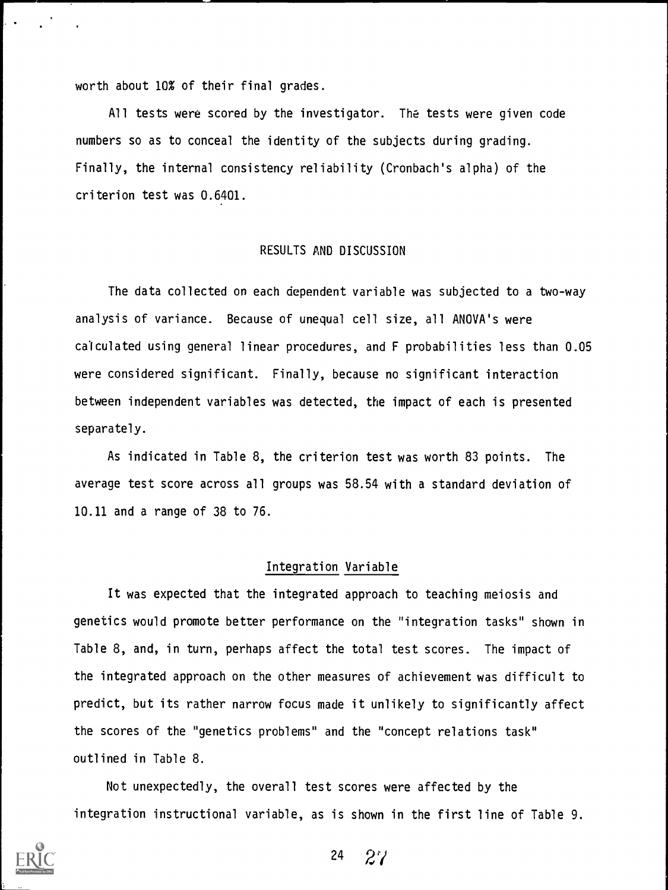worth about 10% of their final grades.

All tests were scored by the investigator. The tests were given code numbers so as to conceal the identity of the subjects during grading. Finally, the internal consistency reliability (Cronbach's alpha) of the criterion test was 0.6401.

## RESULTS AND DISCUSSION

The data collected on each dependent variable was subjected to a two-way analysis of variance. Because of unequal cell size, all ANOVA's were calculated using general linear procedures, and F probabilities less than 0.05 were considered significant. Finally, because no significant interaction between independent variables was detected, the impact of each is presented separately.

As indicated in Table 8, the criterion test was worth 83 points. The average test score across all groups was 58.54 with a standard deviation of 10.11 and a range of 38 to 76.

### Integration Variable

It was expected that the integrated approach to teaching meiosis and genetics would promote better performance on the "integration tasks" shown in Table 8, and, in turn, perhaps affect the total test scores. The impact of the integrated approach on the other measures of achievement was difficult to predict, but its rather narrow focus made it unlikely to significantly affect the scores of the "genetics problems" and the "concept relations task" outlined in Table 8.

Not unexpectedly, the overall test scores were affected by the integration instructional variable, as is shown in the first line of Table 9.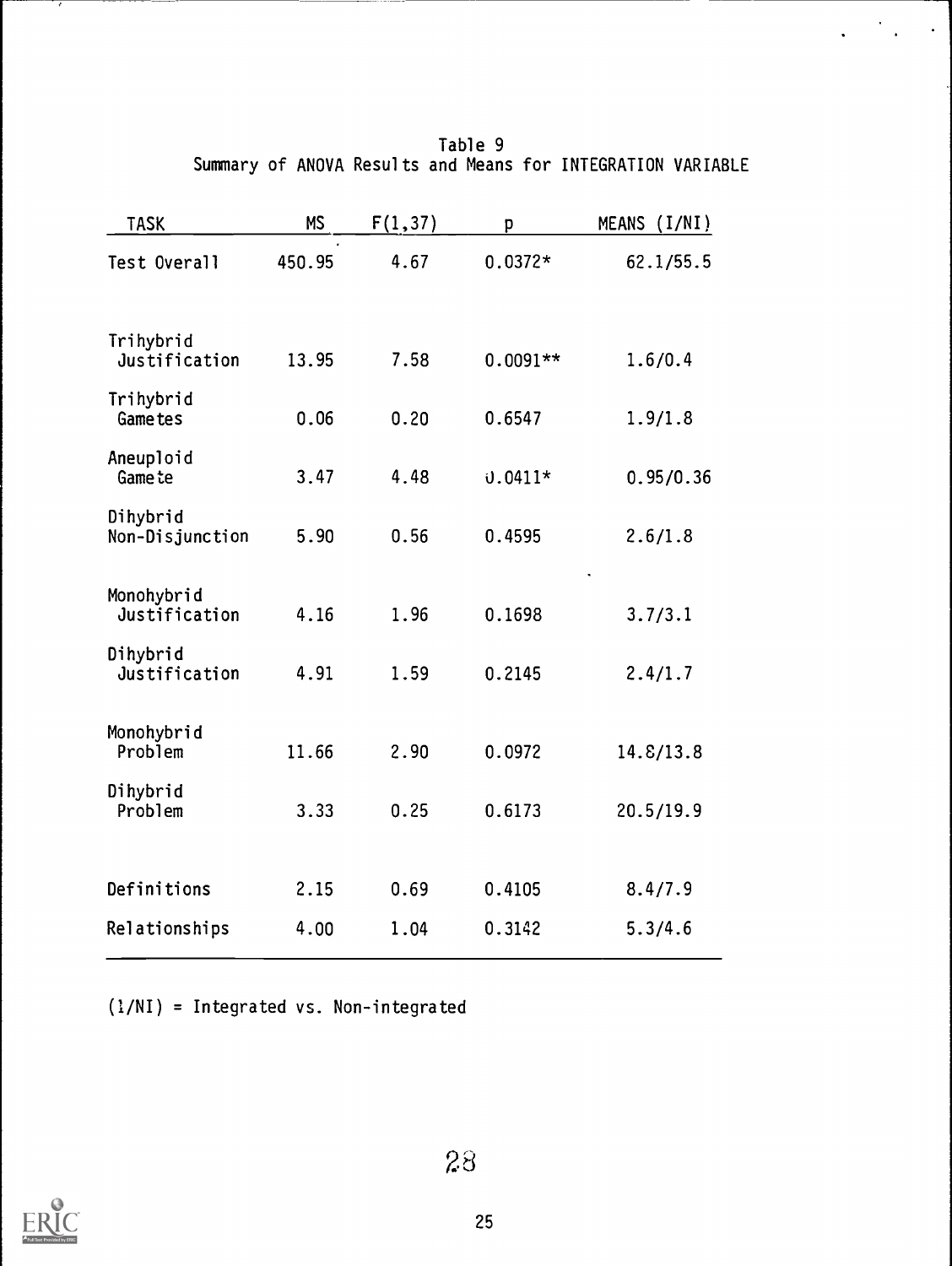Table 9
Summary of ANOVA Results and Means for INTEGRATION VARIABLE

| TASK | MS | F(1,37) | p | MEANS (I/NI) |
|---|---|---|---|---|
| Test Overall | 450.95 | 4.67 | 0.0372* | 62.1/55.5 |
| Trihybrid Justification | 13.95 | 7.58 | 0.0091** | 1.6/0.4 |
| Trihybrid Gametes | 0.06 | 0.20 | 0.6547 | 1.9/1.8 |
| Aneuploid Gamete | 3.47 | 4.48 | 0.0411* | 0.95/0.36 |
| Dihybrid Non-Disjunction | 5.90 | 0.56 | 0.4595 | 2.6/1.8 |
| Monohybrid Justification | 4.16 | 1.96 | 0.1698 | 3.7/3.1 |
| Dihybrid Justification | 4.91 | 1.59 | 0.2145 | 2.4/1.7 |
| Monohybrid Problem | 11.66 | 2.90 | 0.0972 | 14.8/13.8 |
| Dihybrid Problem | 3.33 | 0.25 | 0.6173 | 20.5/19.9 |
| Definitions | 2.15 | 0.69 | 0.4105 | 8.4/7.9 |
| Relationships | 4.00 | 1.04 | 0.3142 | 5.3/4.6 |

(I/NI) = Integrated vs. Non-integrated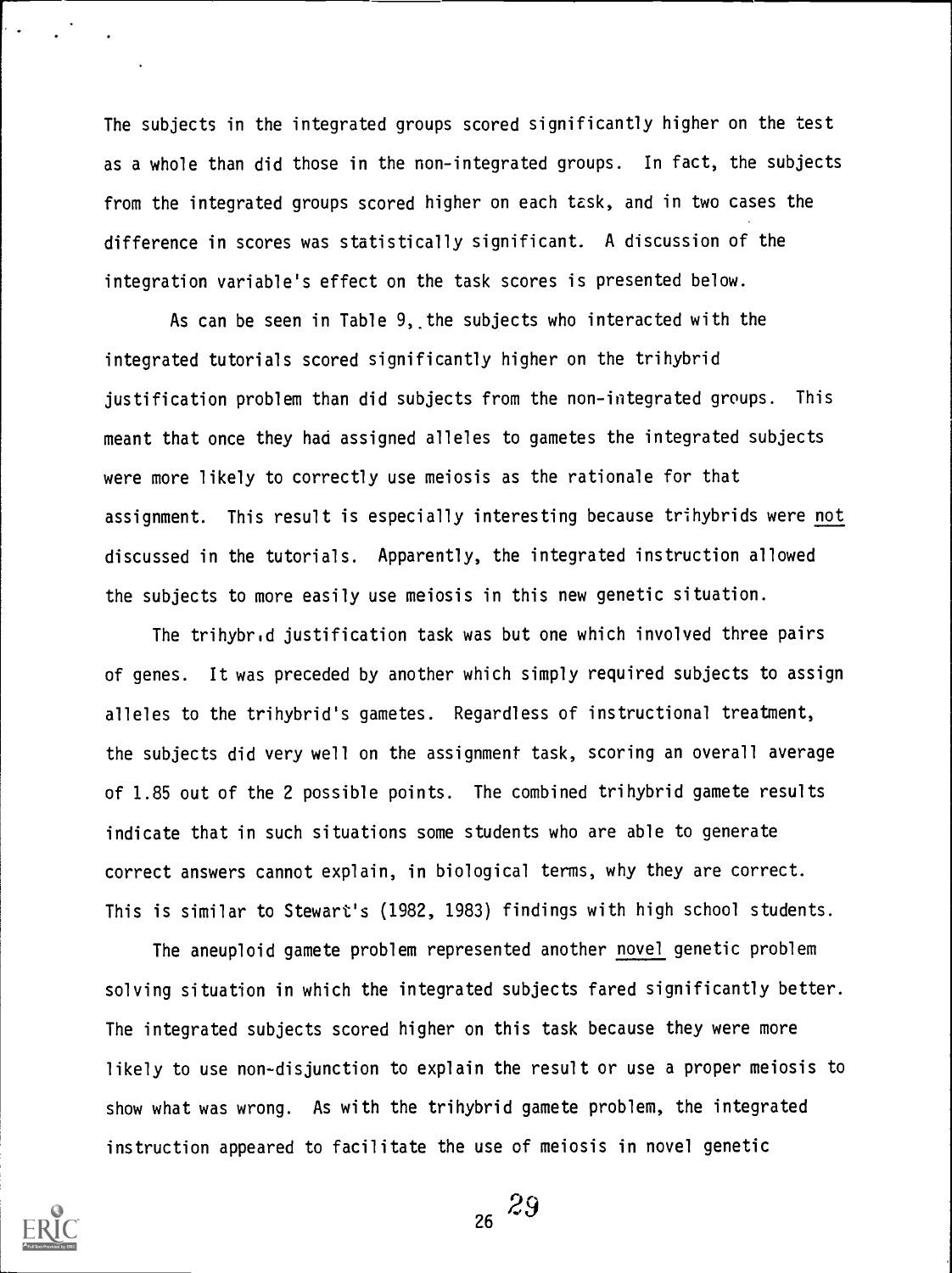The subjects in the integrated groups scored significantly higher on the test as a whole than did those in the non-integrated groups. In fact, the subjects from the integrated groups scored higher on each task, and in two cases the difference in scores was statistically significant. A discussion of the integration variable's effect on the task scores is presented below.

As can be seen in Table 9, the subjects who interacted with the integrated tutorials scored significantly higher on the trihybrid justification problem than did subjects from the non-integrated groups. This meant that once they had assigned alleles to gametes the integrated subjects were more likely to correctly use meiosis as the rationale for that assignment. This result is especially interesting because trihybrids were <u>not</u> discussed in the tutorials. Apparently, the integrated instruction allowed the subjects to more easily use meiosis in this new genetic situation.

The trihybrid justification task was but one which involved three pairs of genes. It was preceded by another which simply required subjects to assign alleles to the trihybrid's gametes. Regardless of instructional treatment, the subjects did very well on the assignment task, scoring an overall average of 1.85 out of the 2 possible points. The combined trihybrid gamete results indicate that in such situations some students who are able to generate correct answers cannot explain, in biological terms, why they are correct. This is similar to Stewart's (1982, 1983) findings with high school students.

The aneuploid gamete problem represented another <u>novel</u> genetic problem solving situation in which the integrated subjects fared significantly better. The integrated subjects scored higher on this task because they were more likely to use non-disjunction to explain the result or use a proper meiosis to show what was wrong. As with the trihybrid gamete problem, the integrated instruction appeared to facilitate the use of meiosis in novel genetic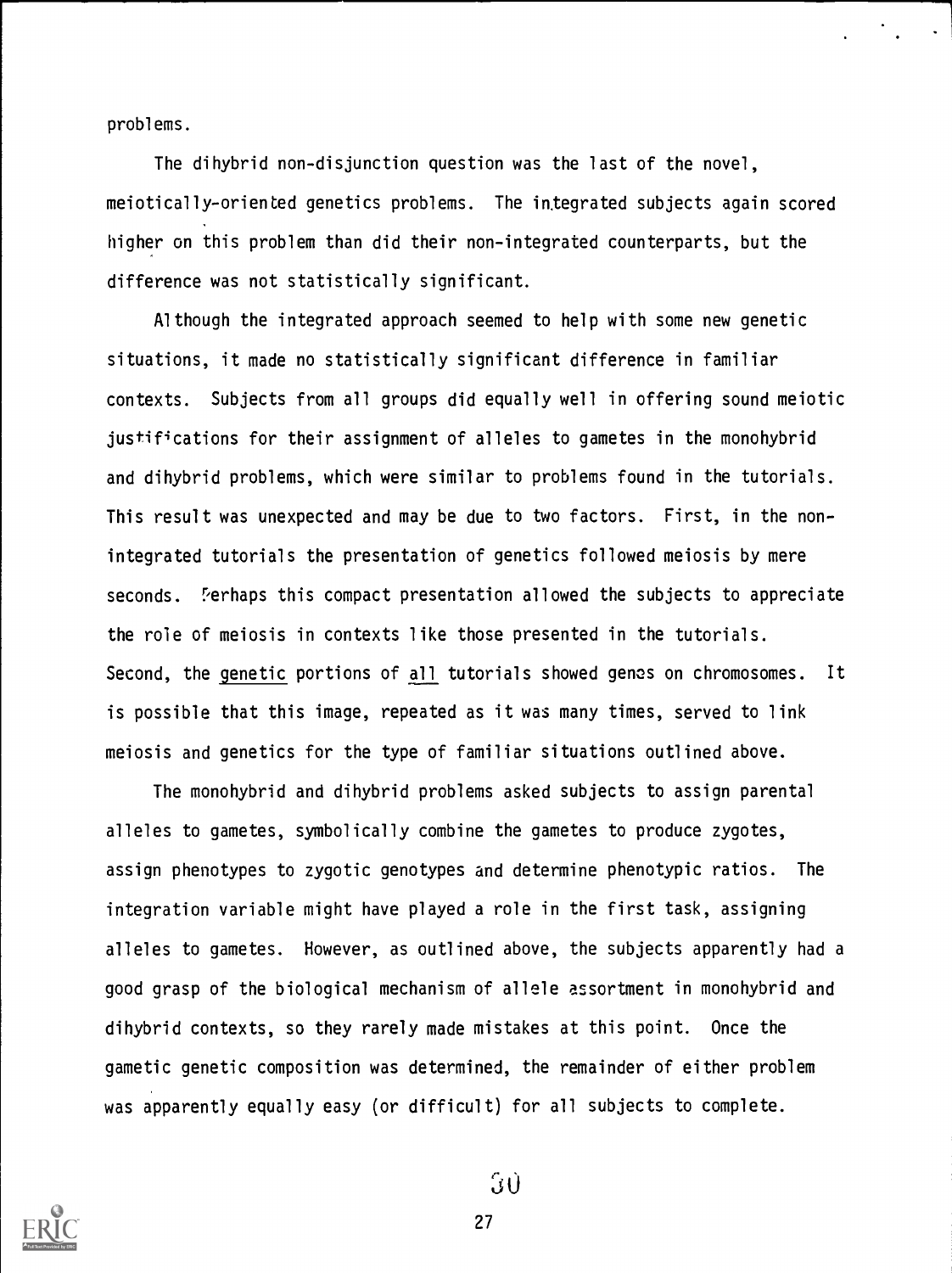problems.

The dihybrid non-disjunction question was the last of the novel, meiotically-oriented genetics problems. The integrated subjects again scored higher on this problem than did their non-integrated counterparts, but the difference was not statistically significant.

Although the integrated approach seemed to help with some new genetic situations, it made no statistically significant difference in familiar contexts. Subjects from all groups did equally well in offering sound meiotic justifications for their assignment of alleles to gametes in the monohybrid and dihybrid problems, which were similar to problems found in the tutorials. This result was unexpected and may be due to two factors. First, in the non-integrated tutorials the presentation of genetics followed meiosis by mere seconds. Perhaps this compact presentation allowed the subjects to appreciate the role of meiosis in contexts like those presented in the tutorials. Second, the _genetic_ portions of _all_ tutorials showed genes on chromosomes. It is possible that this image, repeated as it was many times, served to link meiosis and genetics for the type of familiar situations outlined above.

The monohybrid and dihybrid problems asked subjects to assign parental alleles to gametes, symbolically combine the gametes to produce zygotes, assign phenotypes to zygotic genotypes and determine phenotypic ratios. The integration variable might have played a role in the first task, assigning alleles to gametes. However, as outlined above, the subjects apparently had a good grasp of the biological mechanism of allele assortment in monohybrid and dihybrid contexts, so they rarely made mistakes at this point. Once the gametic genetic composition was determined, the remainder of either problem was apparently equally easy (or difficult) for all subjects to complete.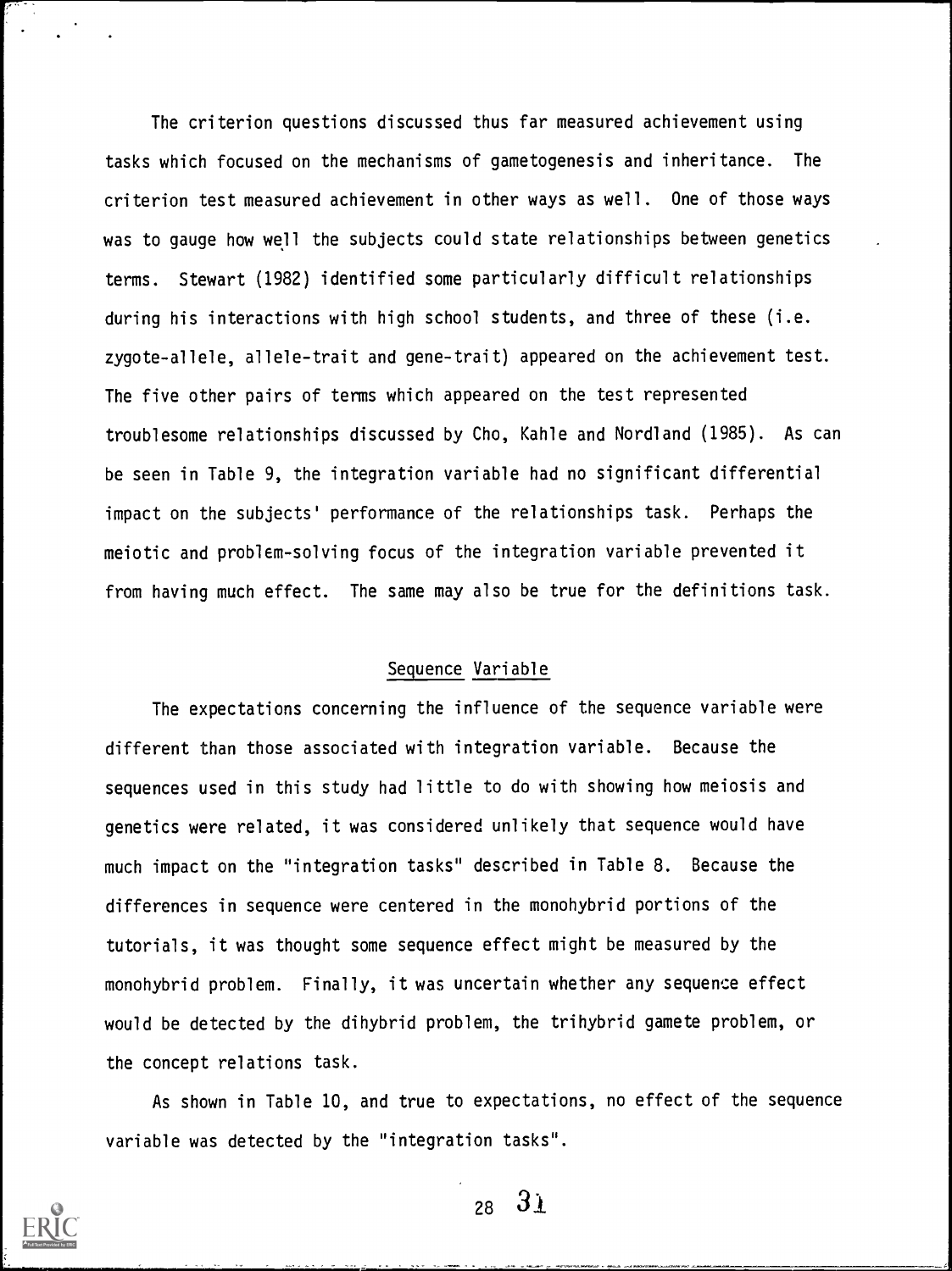The criterion questions discussed thus far measured achievement using tasks which focused on the mechanisms of gametogenesis and inheritance. The criterion test measured achievement in other ways as well. One of those ways was to gauge how well the subjects could state relationships between genetics terms. Stewart (1982) identified some particularly difficult relationships during his interactions with high school students, and three of these (i.e. zygote-allele, allele-trait and gene-trait) appeared on the achievement test. The five other pairs of terms which appeared on the test represented troublesome relationships discussed by Cho, Kahle and Nordland (1985). As can be seen in Table 9, the integration variable had no significant differential impact on the subjects' performance of the relationships task. Perhaps the meiotic and problem-solving focus of the integration variable prevented it from having much effect. The same may also be true for the definitions task.

## Sequence Variable

The expectations concerning the influence of the sequence variable were different than those associated with integration variable. Because the sequences used in this study had little to do with showing how meiosis and genetics were related, it was considered unlikely that sequence would have much impact on the "integration tasks" described in Table 8. Because the differences in sequence were centered in the monohybrid portions of the tutorials, it was thought some sequence effect might be measured by the monohybrid problem. Finally, it was uncertain whether any sequence effect would be detected by the dihybrid problem, the trihybrid gamete problem, or the concept relations task.

As shown in Table 10, and true to expectations, no effect of the sequence variable was detected by the "integration tasks".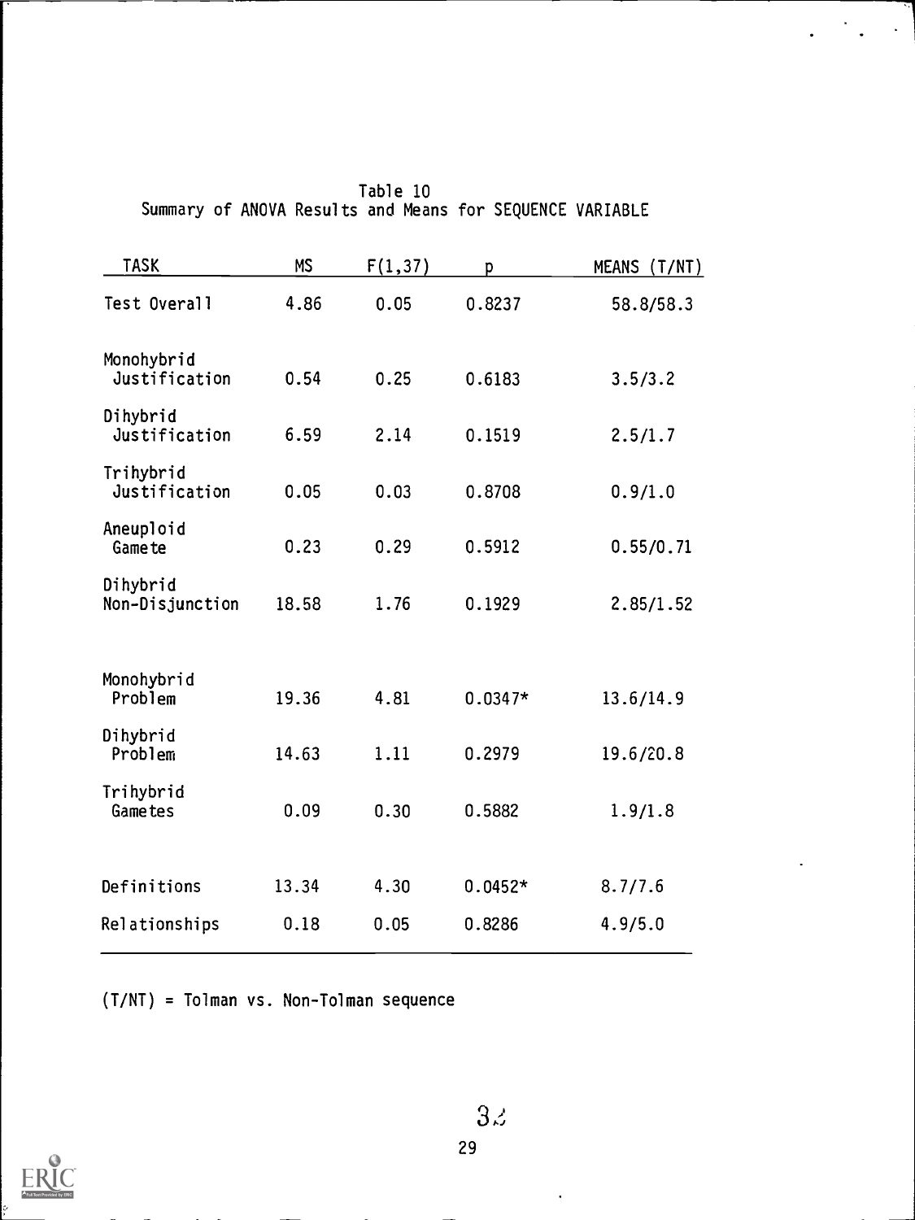Table 10
Summary of ANOVA Results and Means for SEQUENCE VARIABLE

| TASK | MS | F(1,37) | p | MEANS (T/NT) |
|---|---|---|---|---|
| Test Overall | 4.86 | 0.05 | 0.8237 | 58.8/58.3 |
| Monohybrid Justification | 0.54 | 0.25 | 0.6183 | 3.5/3.2 |
| Dihybrid Justification | 6.59 | 2.14 | 0.1519 | 2.5/1.7 |
| Trihybrid Justification | 0.05 | 0.03 | 0.8708 | 0.9/1.0 |
| Aneuploid Gamete | 0.23 | 0.29 | 0.5912 | 0.55/0.71 |
| Dihybrid Non-Disjunction | 18.58 | 1.76 | 0.1929 | 2.85/1.52 |
| Monohybrid Problem | 19.36 | 4.81 | 0.0347* | 13.6/14.9 |
| Dihybrid Problem | 14.63 | 1.11 | 0.2979 | 19.6/20.8 |
| Trihybrid Gametes | 0.09 | 0.30 | 0.5882 | 1.9/1.8 |
| Definitions | 13.34 | 4.30 | 0.0452* | 8.7/7.6 |
| Relationships | 0.18 | 0.05 | 0.8286 | 4.9/5.0 |

(T/NT) = Tolman vs. Non-Tolman sequence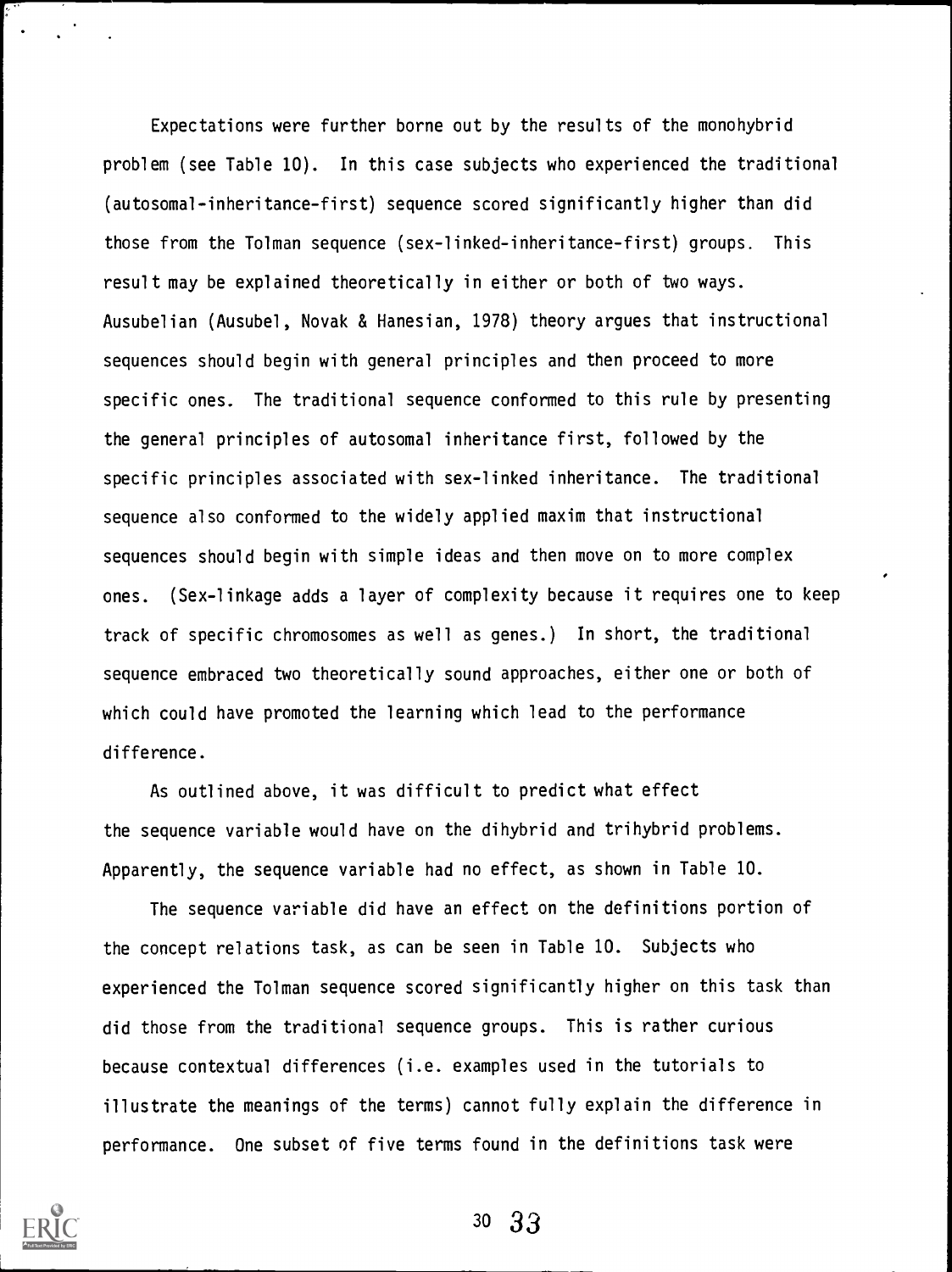Expectations were further borne out by the results of the monohybrid problem (see Table 10). In this case subjects who experienced the traditional (autosomal-inheritance-first) sequence scored significantly higher than did those from the Tolman sequence (sex-linked-inheritance-first) groups. This result may be explained theoretically in either or both of two ways. Ausubelian (Ausubel, Novak & Hanesian, 1978) theory argues that instructional sequences should begin with general principles and then proceed to more specific ones. The traditional sequence conformed to this rule by presenting the general principles of autosomal inheritance first, followed by the specific principles associated with sex-linked inheritance. The traditional sequence also conformed to the widely applied maxim that instructional sequences should begin with simple ideas and then move on to more complex ones. (Sex-linkage adds a layer of complexity because it requires one to keep track of specific chromosomes as well as genes.) In short, the traditional sequence embraced two theoretically sound approaches, either one or both of which could have promoted the learning which lead to the performance difference.

As outlined above, it was difficult to predict what effect the sequence variable would have on the dihybrid and trihybrid problems. Apparently, the sequence variable had no effect, as shown in Table 10.

The sequence variable did have an effect on the definitions portion of the concept relations task, as can be seen in Table 10. Subjects who experienced the Tolman sequence scored significantly higher on this task than did those from the traditional sequence groups. This is rather curious because contextual differences (i.e. examples used in the tutorials to illustrate the meanings of the terms) cannot fully explain the difference in performance. One subset of five terms found in the definitions task were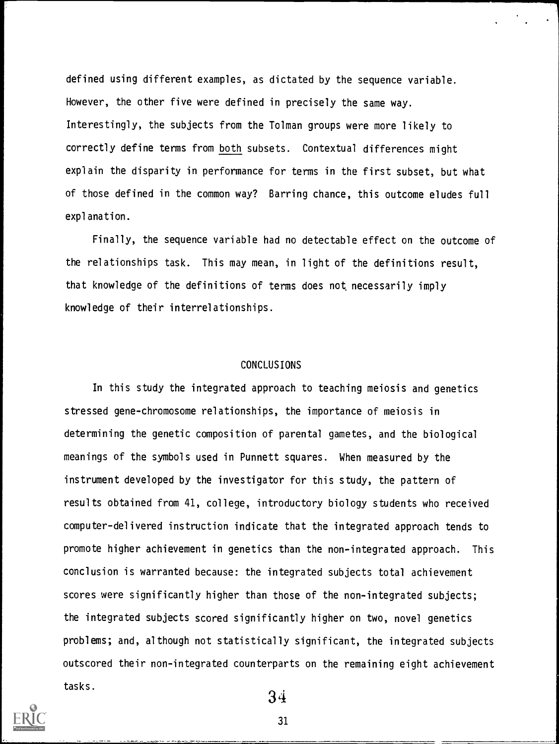defined using different examples, as dictated by the sequence variable. However, the other five were defined in precisely the same way. Interestingly, the subjects from the Tolman groups were more likely to correctly define terms from both subsets. Contextual differences might explain the disparity in performance for terms in the first subset, but what of those defined in the common way? Barring chance, this outcome eludes full explanation.

Finally, the sequence variable had no detectable effect on the outcome of the relationships task. This may mean, in light of the definitions result, that knowledge of the definitions of terms does not necessarily imply knowledge of their interrelationships.

## CONCLUSIONS

In this study the integrated approach to teaching meiosis and genetics stressed gene-chromosome relationships, the importance of meiosis in determining the genetic composition of parental gametes, and the biological meanings of the symbols used in Punnett squares. When measured by the instrument developed by the investigator for this study, the pattern of results obtained from 41, college, introductory biology students who received computer-delivered instruction indicate that the integrated approach tends to promote higher achievement in genetics than the non-integrated approach. This conclusion is warranted because: the integrated subjects total achievement scores were significantly higher than those of the non-integrated subjects; the integrated subjects scored significantly higher on two, novel genetics problems; and, although not statistically significant, the integrated subjects outscored their non-integrated counterparts on the remaining eight achievement tasks.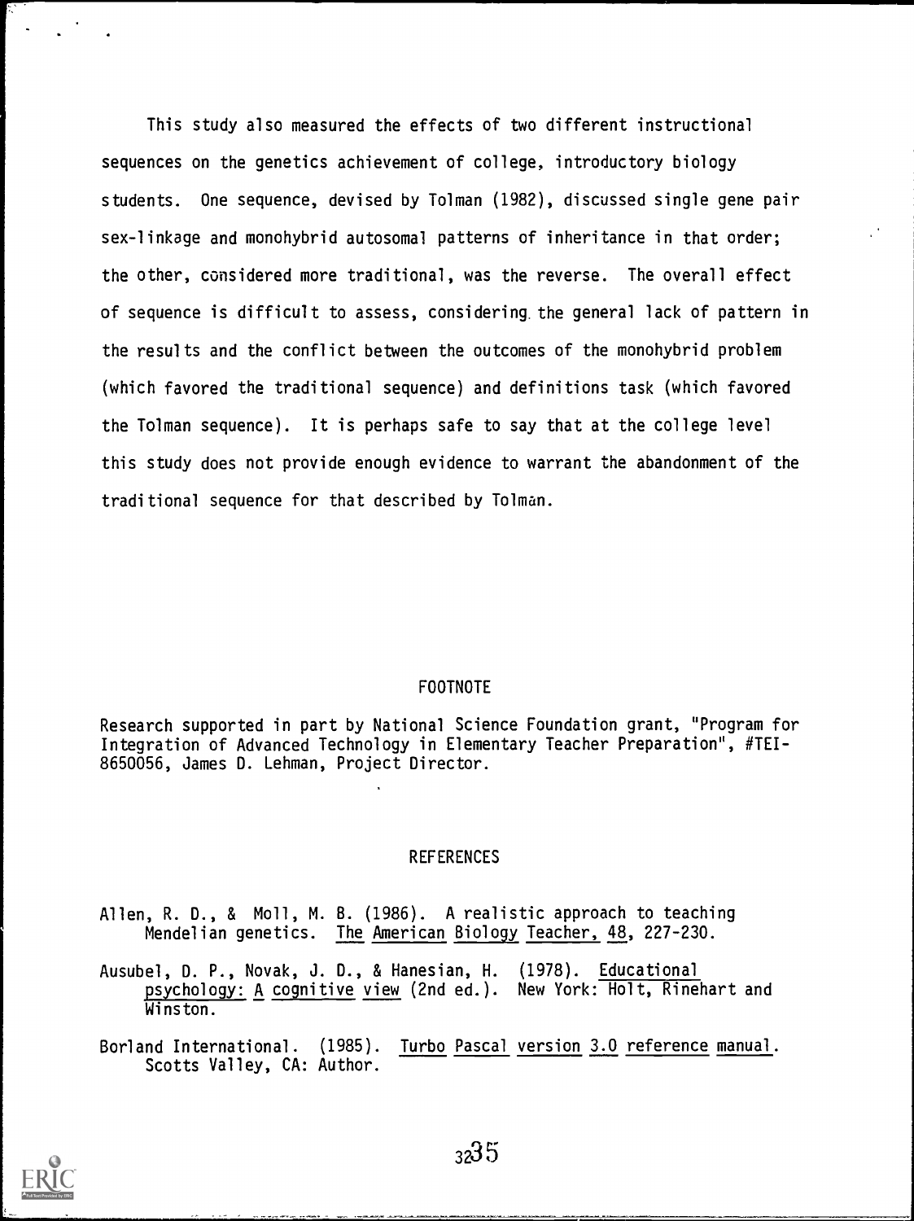This study also measured the effects of two different instructional sequences on the genetics achievement of college, introductory biology students. One sequence, devised by Tolman (1982), discussed single gene pair sex-linkage and monohybrid autosomal patterns of inheritance in that order; the other, considered more traditional, was the reverse. The overall effect of sequence is difficult to assess, considering the general lack of pattern in the results and the conflict between the outcomes of the monohybrid problem (which favored the traditional sequence) and definitions task (which favored the Tolman sequence). It is perhaps safe to say that at the college level this study does not provide enough evidence to warrant the abandonment of the traditional sequence for that described by Tolman.

## FOOTNOTE

Research supported in part by National Science Foundation grant, "Program for Integration of Advanced Technology in Elementary Teacher Preparation", #TEI-8650056, James D. Lehman, Project Director.

## REFERENCES

Allen, R. D., & Moll, M. B. (1986). A realistic approach to teaching Mendelian genetics. *The American Biology Teacher, 48*, 227-230.

Ausubel, D. P., Novak, J. D., & Hanesian, H. (1978). *Educational psychology: A cognitive view* (2nd ed.). New York: Holt, Rinehart and Winston.

Borland International. (1985). *Turbo Pascal version 3.0 reference manual*. Scotts Valley, CA: Author.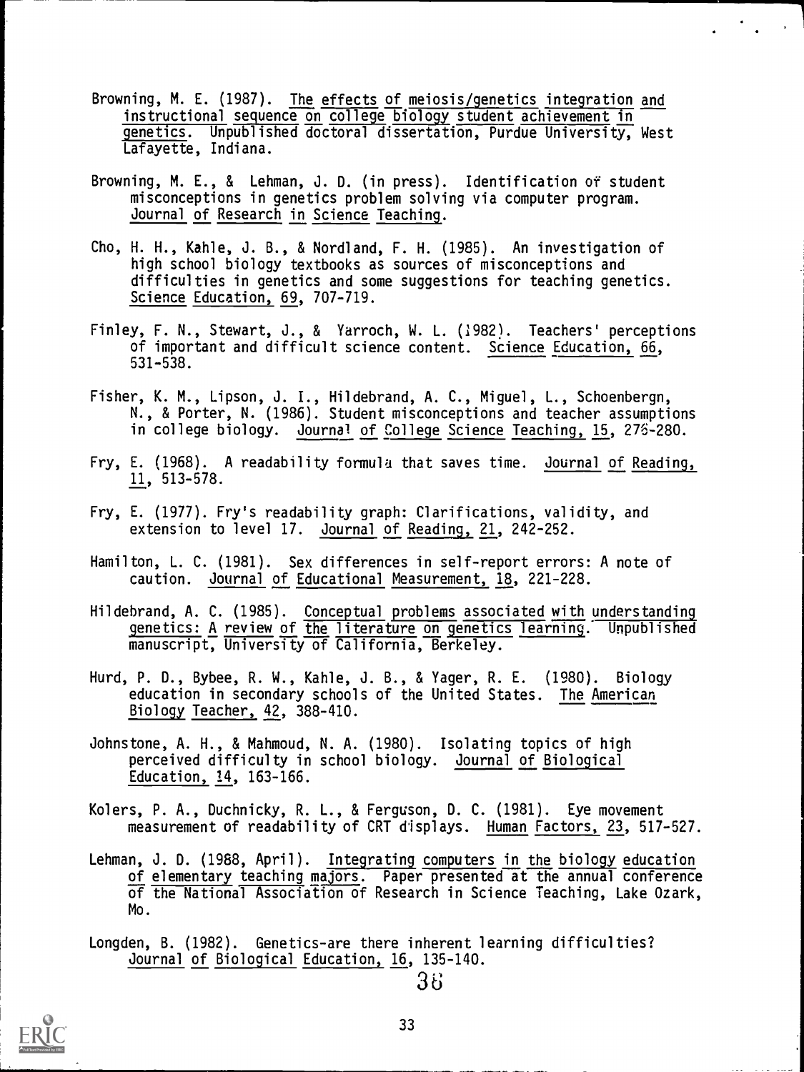Browning, M. E. (1987). The effects of meiosis/genetics integration and instructional sequence on college biology student achievement in genetics. Unpublished doctoral dissertation, Purdue University, West Lafayette, Indiana.

Browning, M. E., & Lehman, J. D. (in press). Identification of student misconceptions in genetics problem solving via computer program. Journal of Research in Science Teaching.

Cho, H. H., Kahle, J. B., & Nordland, F. H. (1985). An investigation of high school biology textbooks as sources of misconceptions and difficulties in genetics and some suggestions for teaching genetics. Science Education, 69, 707-719.

Finley, F. N., Stewart, J., & Yarroch, W. L. (1982). Teachers' perceptions of important and difficult science content. Science Education, 66, 531-538.

Fisher, K. M., Lipson, J. I., Hildebrand, A. C., Miguel, L., Schoenbergn, N., & Porter, N. (1986). Student misconceptions and teacher assumptions in college biology. Journal of College Science Teaching, 15, 276-280.

Fry, E. (1968). A readability formula that saves time. Journal of Reading, 11, 513-578.

Fry, E. (1977). Fry's readability graph: Clarifications, validity, and extension to level 17. Journal of Reading, 21, 242-252.

Hamilton, L. C. (1981). Sex differences in self-report errors: A note of caution. Journal of Educational Measurement, 18, 221-228.

Hildebrand, A. C. (1985). Conceptual problems associated with understanding genetics: A review of the literature on genetics learning. Unpublished manuscript, University of California, Berkeley.

Hurd, P. D., Bybee, R. W., Kahle, J. B., & Yager, R. E. (1980). Biology education in secondary schools of the United States. The American Biology Teacher, 42, 388-410.

Johnstone, A. H., & Mahmoud, N. A. (1980). Isolating topics of high perceived difficulty in school biology. Journal of Biological Education, 14, 163-166.

Kolers, P. A., Duchnicky, R. L., & Ferguson, D. C. (1981). Eye movement measurement of readability of CRT displays. Human Factors, 23, 517-527.

Lehman, J. D. (1988, April). Integrating computers in the biology education of elementary teaching majors. Paper presented at the annual conference of the National Association of Research in Science Teaching, Lake Ozark, Mo.

Longden, B. (1982). Genetics-are there inherent learning difficulties? Journal of Biological Education, 16, 135-140.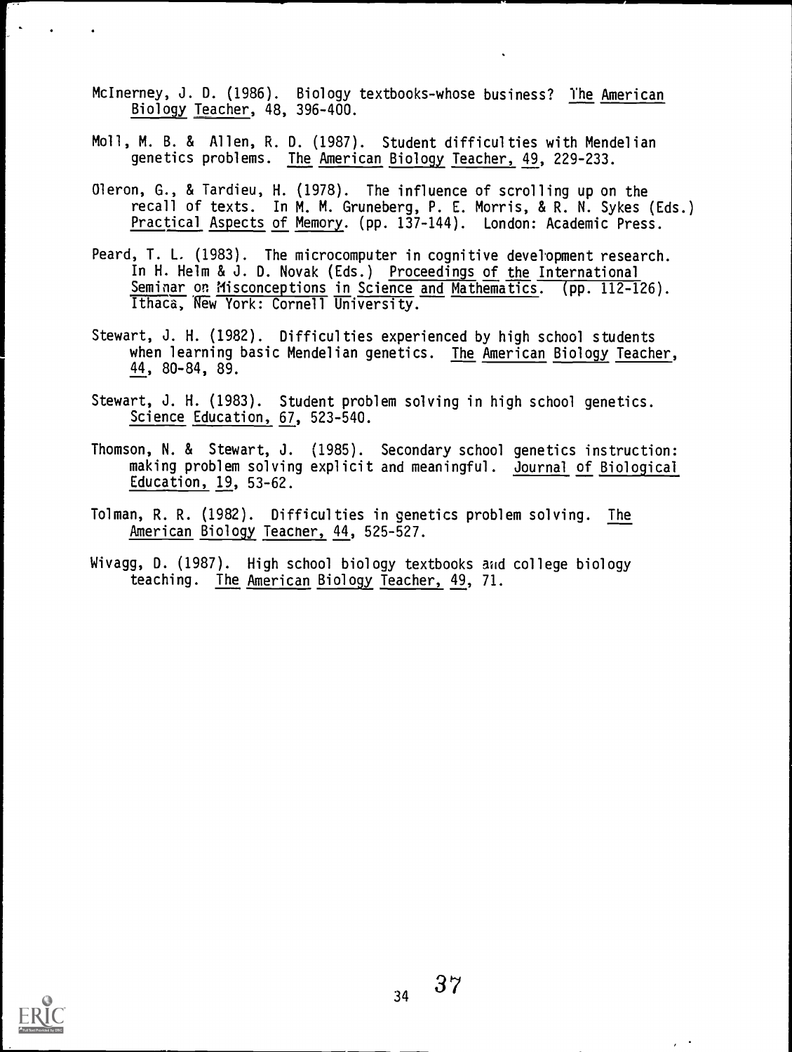McInerney, J. D. (1986). Biology textbooks-whose business? The American Biology Teacher, 48, 396-400.

Moll, M. B. & Allen, R. D. (1987). Student difficulties with Mendelian genetics problems. The American Biology Teacher, 49, 229-233.

Oleron, G., & Tardieu, H. (1978). The influence of scrolling up on the recall of texts. In M. M. Gruneberg, P. E. Morris, & R. N. Sykes (Eds.) Practical Aspects of Memory. (pp. 137-144). London: Academic Press.

Peard, T. L. (1983). The microcomputer in cognitive development research. In H. Helm & J. D. Novak (Eds.) Proceedings of the International Seminar on Misconceptions in Science and Mathematics. (pp. 112-126). Ithaca, New York: Cornell University.

Stewart, J. H. (1982). Difficulties experienced by high school students when learning basic Mendelian genetics. The American Biology Teacher, 44, 80-84, 89.

Stewart, J. H. (1983). Student problem solving in high school genetics. Science Education, 67, 523-540.

Thomson, N. & Stewart, J. (1985). Secondary school genetics instruction: making problem solving explicit and meaningful. Journal of Biological Education, 19, 53-62.

Tolman, R. R. (1982). Difficulties in genetics problem solving. The American Biology Teacher, 44, 525-527.

Wivagg, D. (1987). High school biology textbooks and college biology teaching. The American Biology Teacher, 49, 71.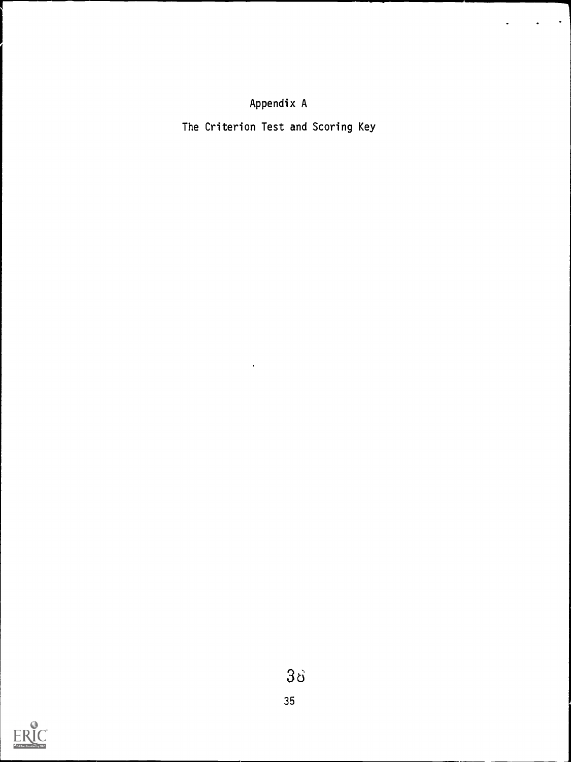# Appendix A

## The Criterion Test and Scoring Key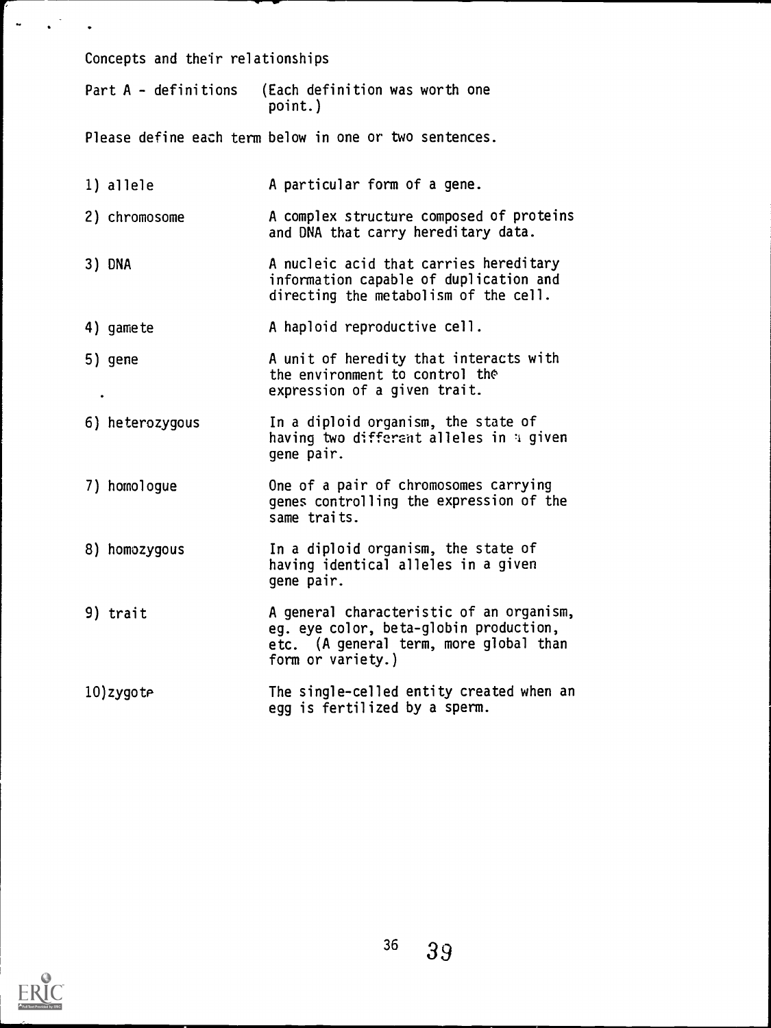Concepts and their relationships

Part A - definitions (Each definition was worth one point.)

Please define each term below in one or two sentences.

| | |
|---|---|
| 1) allele | A particular form of a gene. |
| 2) chromosome | A complex structure composed of proteins and DNA that carry hereditary data. |
| 3) DNA | A nucleic acid that carries hereditary information capable of duplication and directing the metabolism of the cell. |
| 4) gamete | A haploid reproductive cell. |
| 5) gene | A unit of heredity that interacts with the environment to control the expression of a given trait. |
| 6) heterozygous | In a diploid organism, the state of having two different alleles in a given gene pair. |
| 7) homologue | One of a pair of chromosomes carrying genes controlling the expression of the same traits. |
| 8) homozygous | In a diploid organism, the state of having identical alleles in a given gene pair. |
| 9) trait | A general characteristic of an organism, eg. eye color, beta-globin production, etc. (A general term, more global than form or variety.) |
| 10) zygote | The single-celled entity created when an egg is fertilized by a sperm. |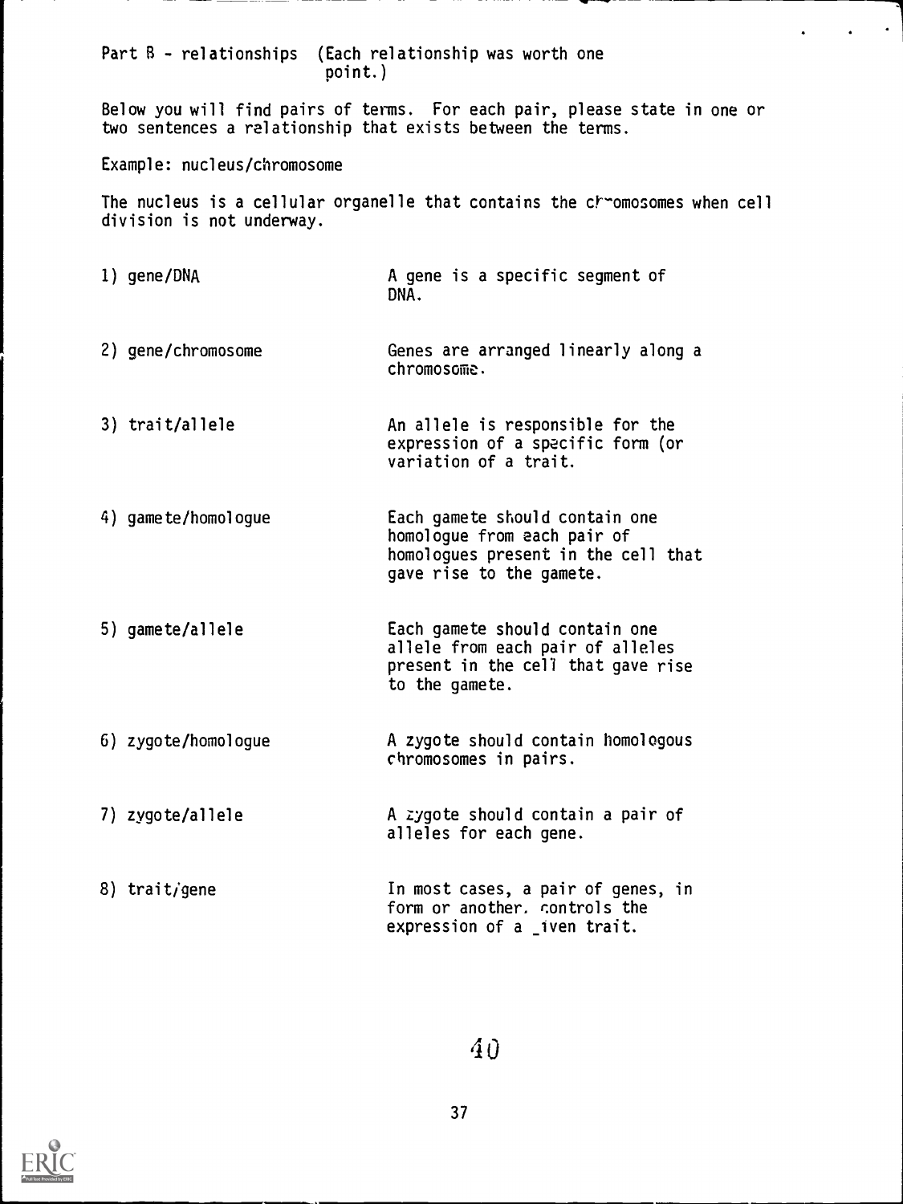Part B - relationships (Each relationship was worth one point.)

Below you will find pairs of terms. For each pair, please state in one or two sentences a relationship that exists between the terms.

Example: nucleus/chromosome

The nucleus is a cellular organelle that contains the chromosomes when cell division is not underway.

| | |
|---|---|
| 1) gene/DNA | A gene is a specific segment of DNA. |
| 2) gene/chromosome | Genes are arranged linearly along a chromosome. |
| 3) trait/allele | An allele is responsible for the expression of a specific form (or variation of a trait. |
| 4) gamete/homologue | Each gamete should contain one homologue from each pair of homologues present in the cell that gave rise to the gamete. |
| 5) gamete/allele | Each gamete should contain one allele from each pair of alleles present in the cell that gave rise to the gamete. |
| 6) zygote/homologue | A zygote should contain homologous chromosomes in pairs. |
| 7) zygote/allele | A zygote should contain a pair of alleles for each gene. |
| 8) trait/gene | In most cases, a pair of genes, in form or another, controls the expression of a given trait. |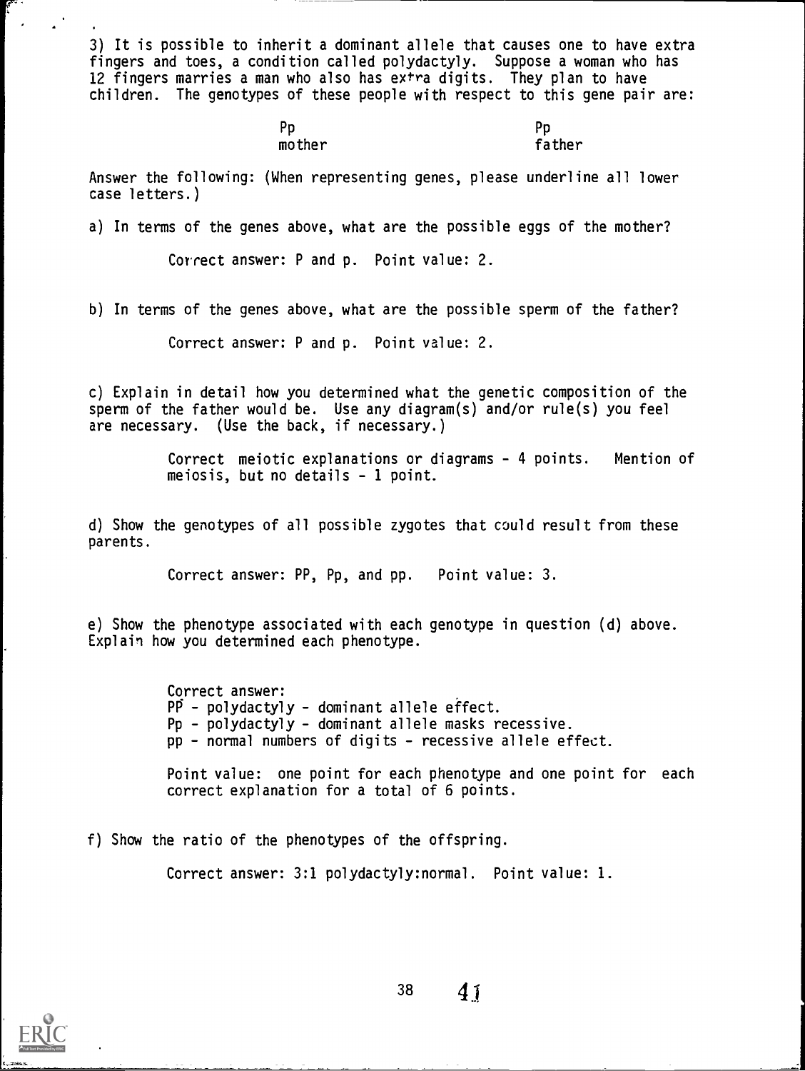3) It is possible to inherit a dominant allele that causes one to have extra fingers and toes, a condition called polydactyly. Suppose a woman who has 12 fingers marries a man who also has extra digits. They plan to have children. The genotypes of these people with respect to this gene pair are:

| Pp | Pp |
|---|---|
| mother | father |

Answer the following: (When representing genes, please underline all lower case letters.)

a) In terms of the genes above, what are the possible eggs of the mother?

Correct answer: P and p. Point value: 2.

b) In terms of the genes above, what are the possible sperm of the father?

Correct answer: P and p. Point value: 2.

c) Explain in detail how you determined what the genetic composition of the sperm of the father would be. Use any diagram(s) and/or rule(s) you feel are necessary. (Use the back, if necessary.)

Correct meiotic explanations or diagrams - 4 points. Mention of meiosis, but no details - 1 point.

d) Show the genotypes of all possible zygotes that could result from these parents.

Correct answer: PP, Pp, and pp. Point value: 3.

e) Show the phenotype associated with each genotype in question (d) above. Explain how you determined each phenotype.

Correct answer:
PP - polydactyly - dominant allele effect.
Pp - polydactyly - dominant allele masks recessive.
pp - normal numbers of digits - recessive allele effect.

Point value: one point for each phenotype and one point for each correct explanation for a total of 6 points.

f) Show the ratio of the phenotypes of the offspring.

Correct answer: 3:1 polydactyly:normal. Point value: 1.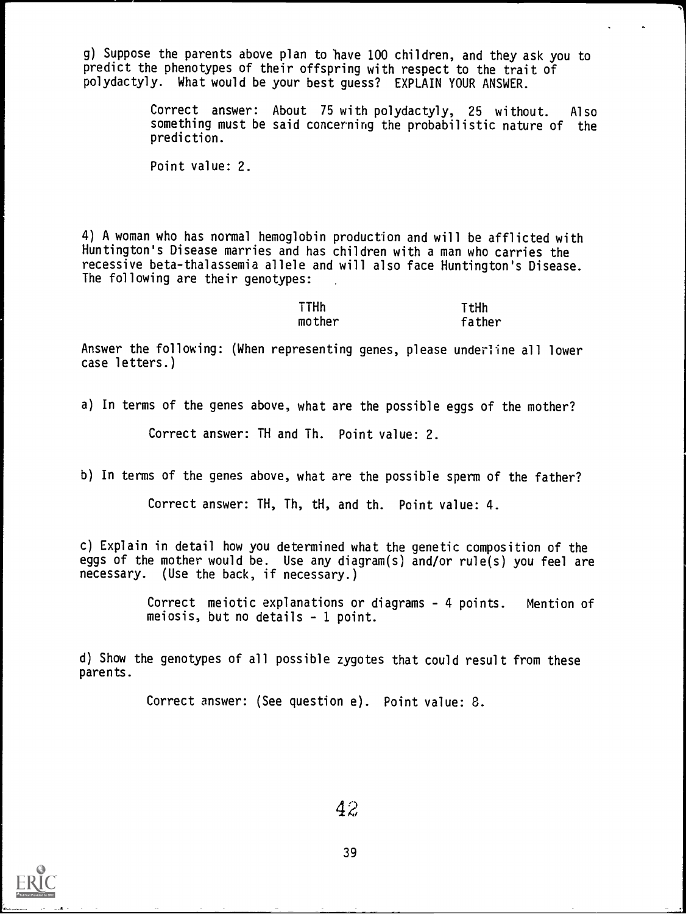g) Suppose the parents above plan to have 100 children, and they ask you to predict the phenotypes of their offspring with respect to the trait of polydactyly. What would be your best guess? EXPLAIN YOUR ANSWER.

> Correct answer: About 75 with polydactyly, 25 without. Also something must be said concerning the probabilistic nature of the prediction.
>
> Point value: 2.

4) A woman who has normal hemoglobin production and will be afflicted with Huntington's Disease marries and has children with a man who carries the recessive beta-thalassemia allele and will also face Huntington's Disease. The following are their genotypes:

| TTHh | TtHh |
|---|---|
| mother | father |

Answer the following: (When representing genes, please underline all lower case letters.)

a) In terms of the genes above, what are the possible eggs of the mother?

> Correct answer: TH and Th. Point value: 2.

b) In terms of the genes above, what are the possible sperm of the father?

> Correct answer: TH, Th, tH, and th. Point value: 4.

c) Explain in detail how you determined what the genetic composition of the eggs of the mother would be. Use any diagram(s) and/or rule(s) you feel are necessary. (Use the back, if necessary.)

> Correct meiotic explanations or diagrams - 4 points. Mention of meiosis, but no details - 1 point.

d) Show the genotypes of all possible zygotes that could result from these parents.

> Correct answer: (See question e). Point value: 8.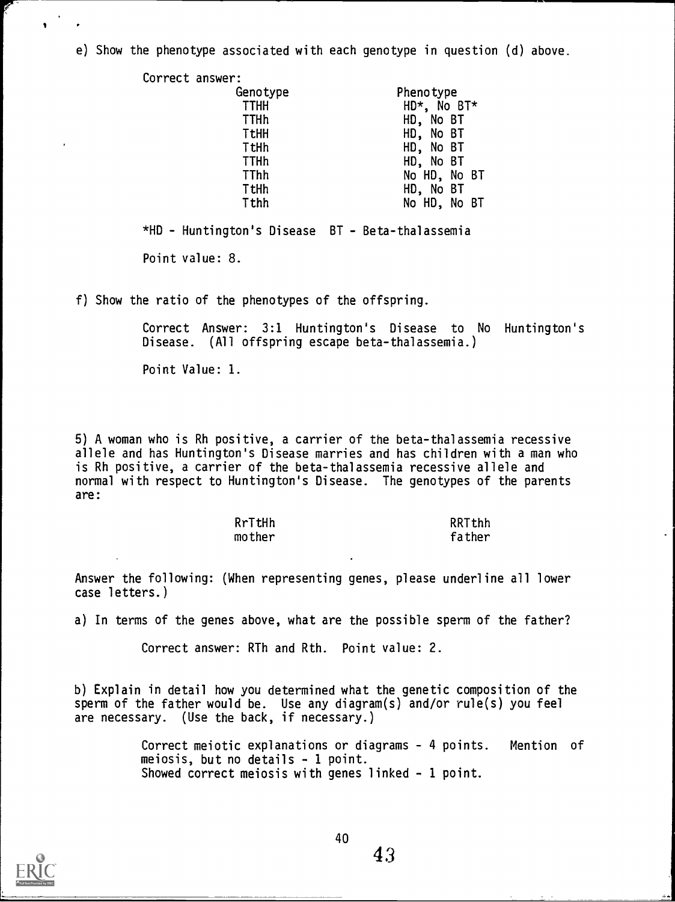e) Show the phenotype associated with each genotype in question (d) above.

Correct answer:

| Genotype | Phenotype |
|---|---|
| TTHH | HD*, No BT* |
| TTHh | HD, No BT |
| TtHH | HD, No BT |
| TtHh | HD, No BT |
| TTHh | HD, No BT |
| TThh | No HD, No BT |
| TtHh | HD, No BT |
| Tthh | No HD, No BT |

*HD - Huntington's Disease BT - Beta-thalassemia

Point value: 8.

f) Show the ratio of the phenotypes of the offspring.

Correct Answer: 3:1 Huntington's Disease to No Huntington's Disease. (All offspring escape beta-thalassemia.)

Point Value: 1.

5) A woman who is Rh positive, a carrier of the beta-thalassemia recessive allele and has Huntington's Disease marries and has children with a man who is Rh positive, a carrier of the beta-thalassemia recessive allele and normal with respect to Huntington's Disease. The genotypes of the parents are:

| RrTtHh | RRTthh |
|---|---|
| mother | father |

Answer the following: (When representing genes, please underline all lower case letters.)

a) In terms of the genes above, what are the possible sperm of the father?

Correct answer: RTh and Rth. Point value: 2.

b) Explain in detail how you determined what the genetic composition of the sperm of the father would be. Use any diagram(s) and/or rule(s) you feel are necessary. (Use the back, if necessary.)

Correct meiotic explanations or diagrams - 4 points. Mention of meiosis, but no details - 1 point.
Showed correct meiosis with genes linked - 1 point.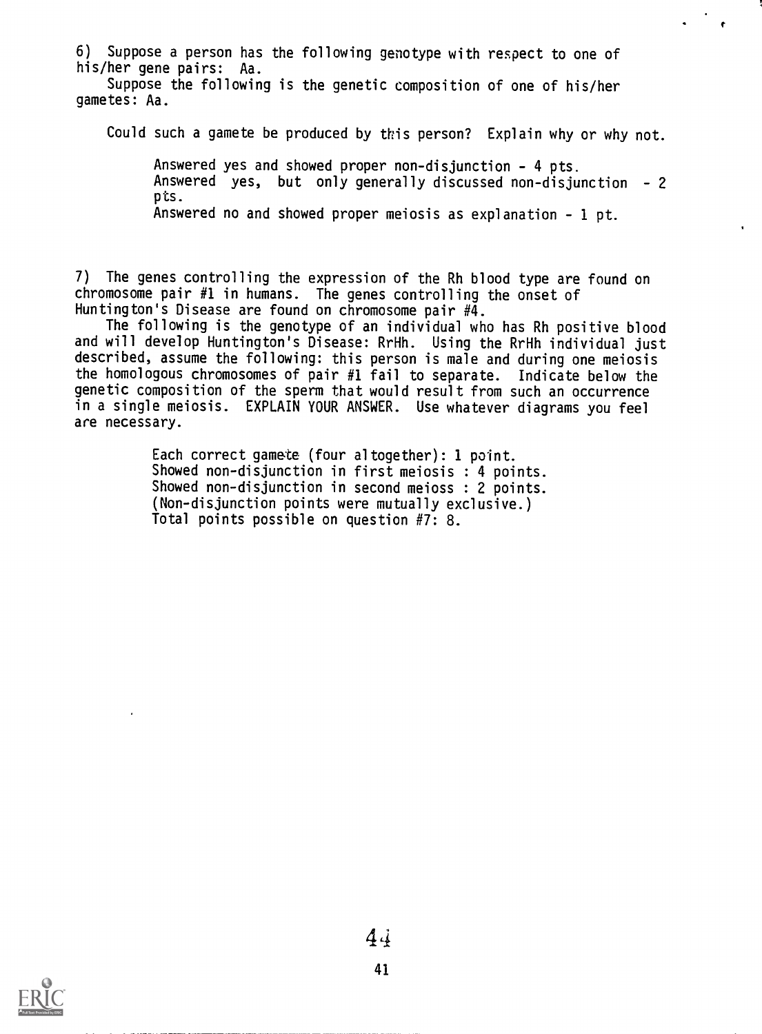6) Suppose a person has the following genotype with respect to one of his/her gene pairs: Aa.

Suppose the following is the genetic composition of one of his/her gametes: Aa.

Could such a gamete be produced by this person? Explain why or why not.

> Answered yes and showed proper non-disjunction - 4 pts.
> Answered yes, but only generally discussed non-disjunction - 2 pts.
> Answered no and showed proper meiosis as explanation - 1 pt.

7) The genes controlling the expression of the Rh blood type are found on chromosome pair #1 in humans. The genes controlling the onset of Huntington's Disease are found on chromosome pair #4.

The following is the genotype of an individual who has Rh positive blood and will develop Huntington's Disease: RrHh. Using the RrHh individual just described, assume the following: this person is male and during one meiosis the homologous chromosomes of pair #1 fail to separate. Indicate below the genetic composition of the sperm that would result from such an occurrence in a single meiosis. EXPLAIN YOUR ANSWER. Use whatever diagrams you feel are necessary.

> Each correct gamete (four altogether): 1 point.
> Showed non-disjunction in first meiosis : 4 points.
> Showed non-disjunction in second meioss : 2 points.
> (Non-disjunction points were mutually exclusive.)
> Total points possible on question #7: 8.